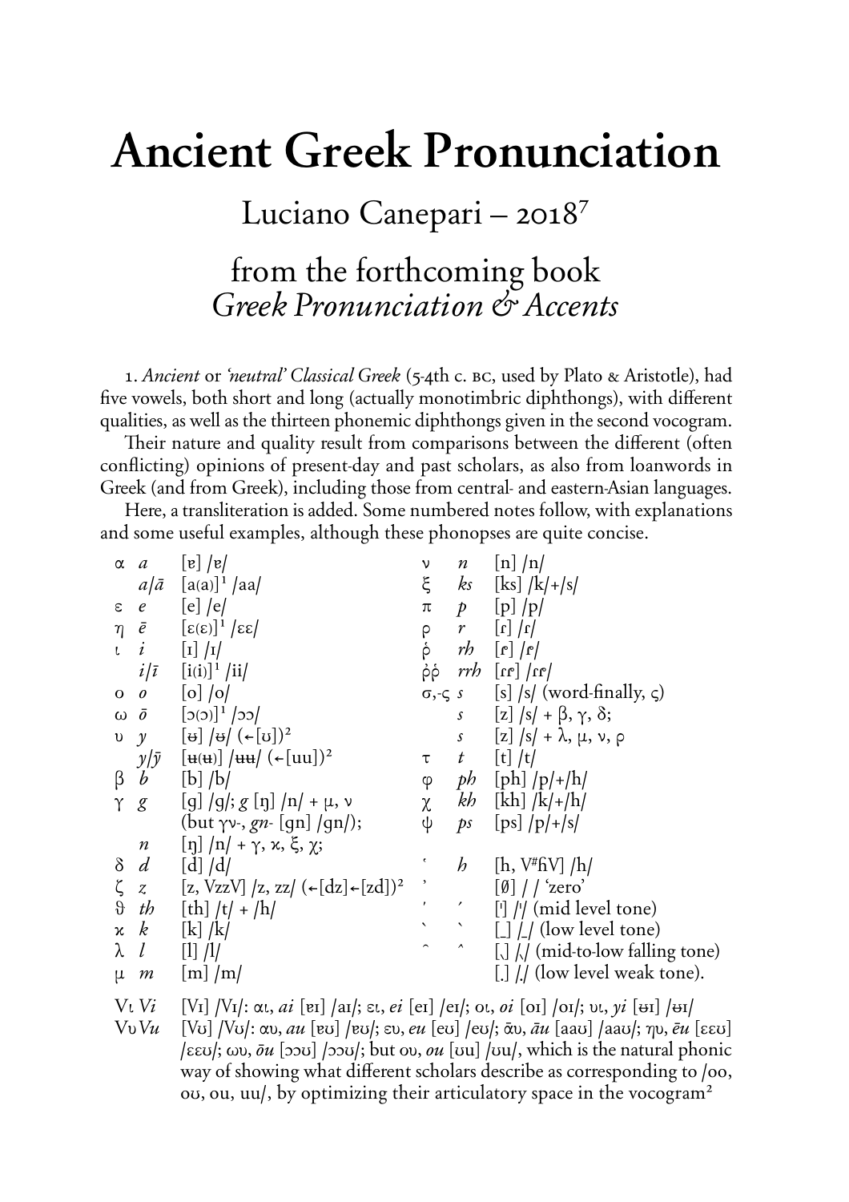# Ancient Greek Pronunciation

Luciano Canepari – 2018[7]

from the forthcoming book
*Greek Pronunciation & Accents*

1. *Ancient* or *'neutral' Classical Greek* (5-4th c. BC, used by Plato & Aristotle), had five vowels, both short and long (actually monotimbric diphthongs), with different qualities, as well as the thirteen phonemic diphthongs given in the second vocogram.

Their nature and quality result from comparisons between the different (often conflicting) opinions of present-day and past scholars, as also from loanwords in Greek (and from Greek), including those from central- and eastern-Asian languages.

Here, a transliteration is added. Some numbered notes follow, with explanations and some useful examples, although these phonopses are quite concise.

| | | |
|---|---|---|
| α | *a* | [ɐ] /ɐ/ |
| | *a*/*ā* | [a(a)][1] /aa/ |
| ε | *e* | [e] /e/ |
| η | *ē* | [ɛ(ɛ)][1] /ɛɛ/ |
| ι | *i* | [ɪ] /ɪ/ |
| | *i*/*ī* | [i(i)][1] /ii/ |
| ο | *o* | [o] /o/ |
| ω | *ō* | [ɔ(ɔ)][1] /ɔɔ/ |
| υ | *y* | [ʉ̞] /ʉ̞/ (←[ʊ])[2] |
| | *y*/*ȳ* | [ʉ(ʉ)] /ʉʉ/ (←[uu])[2] |
| β | *b* | [b] /b/ |
| γ | *g* | [g] /g/; *g* [ŋ] /n/ + μ, ν (but γν-, *gn*- [gn] /gn/); |
| | *n* | [ŋ] /n/ + γ, κ, ξ, χ; |
| δ | *d* | [d] /d/ |
| ζ | *z* | [z, VzzV] /z, zz/ (←[dz]←[zd])[2] |
| ϑ | *th* | [th] /t/ + /h/ |
| κ | *k* | [k] /k/ |
| λ | *l* | [l] /l/ |
| μ | *m* | [m] /m/ |
| ν | *n* | [n] /n/ |
| ξ | *ks* | [ks] /k/+/s/ |
| π | *p* | [p] /p/ |
| ρ | *r* | [ɾ] /ɾ/ |
| ῥ | *rh* | [ɾ̥] /ɾ̥/ |
| ῤῥ | *rrh* | [ɾɾ̥] /ɾɾ̥/ |
| σ,-ς | *s* | [s] /s/ (word-finally, ς) |
| | *s* | [z] /s/ + β, γ, δ; |
| | *s* | [z] /s/ + λ, μ, ν, ρ |
| τ | *t* | [t] /t/ |
| φ | *ph* | [ph] /p/+/h/ |
| χ | *kh* | [kh] /k/+/h/ |
| ψ | *ps* | [ps] /p/+/s/ |
| ῾ | *h* | [h, V#ɦV] /h/ |
| ᾿ | | [∅] / / 'zero' |
| ´ | ´ | [ˈ] /ˈ/ (mid level tone) |
| ` | ` | [ˍ] /ˍ/ (low level tone) |
| ῀ | ^ | [ˎ] /ˎ/ (mid-to-low falling tone) |
| | | [.] /./ (low level weak tone). |

Vι *Vi* [Vɪ] /Vɪ/: αι, *ai* [ɐɪ] /aɪ/; ει, *ei* [eɪ] /eɪ/; οι, *oi* [oɪ] /oɪ/; υι, *yi* [ʉ̞ɪ] /ʉ̞ɪ/

Vυ *Vu* [Vʊ] /Vʊ/: αυ, *au* [ɐʊ] /ɐʊ/; ευ, *eu* [eʊ] /eʊ/; ᾱυ, *āu* [aaʊ] /aaʊ/; ηυ, *ēu* [ɛɛʊ] /ɛɛʊ/; ωυ, *ōu* [ɔɔʊ] /ɔɔʊ/; but ου, *ou* [ʊu] /ʊu/, which is the natural phonic way of showing what different scholars describe as corresponding to /oo, oʊ, ou, uu/, by optimizing their articulatory space in the vocogram[2]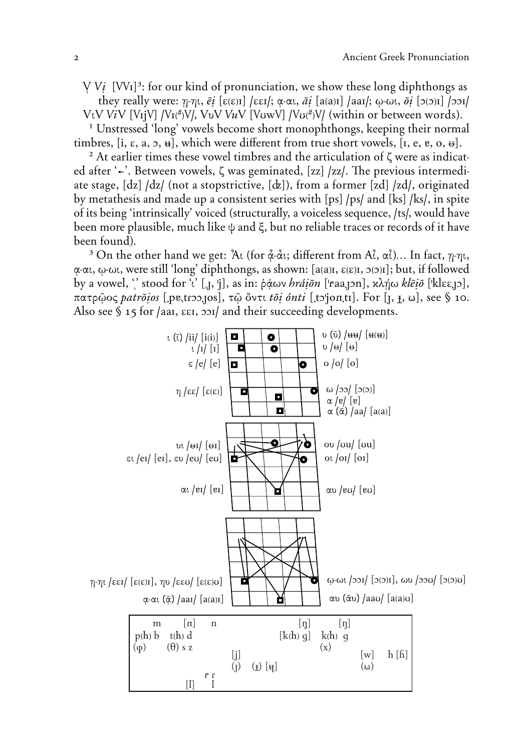Ṿ *Vị* [VVɪ][3]: for our kind of pronunciation, we show these long diphthongs as they really were: ῃ-ηι, *ēị* [ɛ(ɛ)ɪ] /ɛɛɪ/; ᾳ-αι, *āị* [a(a)ɪ] /aaɪ/; ῳ-ωι, *ōị* [ɔ(ɔ)ɪ] /ɔɔɪ/ VιV *Vi*V [VɪjV] /Vɪ(#)V/, VυV *Vu*V [VʊwV] /Vʊ(#)V/ (within or between words).

[1] Unstressed 'long' vowels become short monophthongs, keeping their normal timbres, [i, ɛ, a, ɔ, ʉ], which were different from true short vowels, [ɪ, e, ɐ, o, ɵ].

[2] At earlier times these vowel timbres and the articulation of ζ were as indicated after '←'. Between vowels, ζ was geminated, [zz] /zz/. The previous intermediate stage, [dz] /dz/ (not a stopstrictive, [ʣ]), from a former [zd] /zd/, originated by metathesis and made up a consistent series with [ps] /ps/ and [ks] /ks/, in spite of its being 'intrinsically' voiced (structurally, a voiceless sequence, /ts/, would have been more plausible, much like ψ and ξ, but no reliable traces or records of it have been found).

[3] On the other hand we get: ᾿Αι (for ᾀ-ᾀι; different from Αἰ, αἰ)… In fact, ῃ-ηι, ᾳ-αι, ῳ-ωι, were still 'long' diphthongs, as shown: [a(a)ɪ, ɛ(ɛ)ɪ, ɔ(ɔ)ɪ]; but, if followed by a vowel, 'ͺ' stood for 'ι' [ɟ, ˈj], as in: ῥᾴων *hráịōn* [ˈɾaaɟɔn], κλῄω *klēịō* [ˈklɛɛɟɔ], πατρῷος *patrōịos* [ˌpɐˌtrɔɔɟos], τῷ ὄντι *tōị ónti* [ˌtɔˈjonˌtɪ]. For [ɟ, ɟ̟, ɯ], see § 10. Also see § 15 for /aaɪ, ɛɛɪ, ɔɔɪ/ and their succeeding developments.

ι (ῑ) /ii/ [i(i)] — υ (ῡ) /ʉʉ/ [ʉ(ʉ)]
ι /ɪ/ [ɪ] — υ /ɵ/ [ɵ]
ε /e/ [e] — ο /o/ [o]
η /ɛɛ/ [ɛ(ɛ)] — ω /ɔɔ/ [ɔ(ɔ)]
α /ɐ/ [ɐ]
α (ᾱ) /aa/ [a(a)]

υι /ɵɪ/ [ɵɪ] — ου /ʊu/ [ʊu]
ει /eɪ/ [eɪ], ευ /eʊ/ [eʊ] — οι /oɪ/ [oɪ]
αι /ɐɪ/ [ɐɪ] — αυ /ɐʊ/ [ɐʊ]

ῃ-ηι /ɛɛɪ/ [ɛ(ɛ)ɪ], ηυ /ɛɛʊ/ [ɛ(ɛ)ʊ] — ῳ-ωι /ɔɔɪ/ [ɔ(ɔ)ɪ], ωυ /ɔɔʊ/ [ɔ(ɔ)ʊ]
ᾳ-αι (ᾱͅ) /aaɪ/ [a(a)ɪ] — αυ (ᾱυ) /aaʊ/ [a(a)ʊ]

| | | | | | | | |
|---|---|---|---|---|---|---|---|
| m | [ɱ] | n | | [ŋ̟] | [ŋ] | | |
| p(h) b | t(h) d | | | [k̟(h) g̟] | k(h) g | | |
| (φ) | (θ) s z | | | | (x) | | |
| | | | [j] | | | [w] | h [ɦ] |
| | | | (ɟ) (ɟ̟) [ɥ] | | | (ɯ) | |
| | | ɾ̥ ɾ | | | | | |
| | [l̪] | l | | | | | |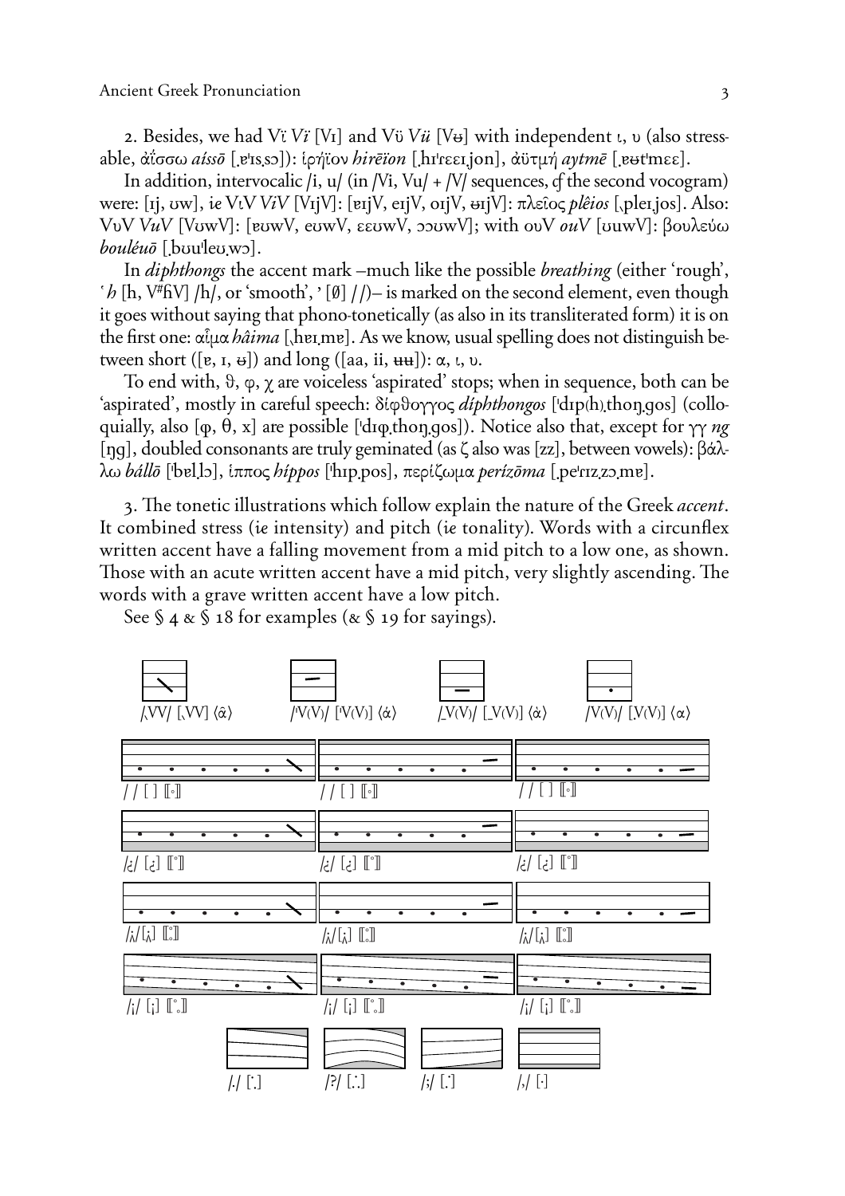2. Besides, we had Vϊ *Vï* [Vɪ] and Vϋ *Vü* [Vʉ] with independent ι, υ (also stressable, ἀΐσσω *aíssō* [ˌɐˈɪsˌsɔ]): ἱρήϊον *hirēïon* [ˌhɪˈrɛɛɪˌjon], ἀϋτμή *aytmē* [ˌɐʉtˈmɛɛ].

In addition, intervocalic /i, u/ (in /Vi, Vu/ + /V/ sequences, *cf* the second vocogram) were: [ɪj, ʊw], *ie* VιV *ViV* [VɪjV]: [ɐɪjV, eɪjV, oɪjV, ʉɪjV]: πλεῖος *plêios* [ˎpleɪˌjos]. Also: VυV *VuV* [VʊwV]: [ɐʊwV, eʊwV, ɛɛʊwV, ɔɔʊwV]; with ουV *ouV* [ʊuwV]: βουλεύω *bouléuō* [ˌbʊuˈleʊˌwɔ].

In *diphthongs* the accent mark –much like the possible *breathing* (either 'rough', ʽ *h* [h, V#ɦV] /h/, or 'smooth', ʼ [ø] //)– is marked on the second element, even though it goes without saying that phono-tonetically (as also in its transliterated form) it is on the first one: αἷμα *hâima* [ˎhɐɪˌmɐ]. As we know, usual spelling does not distinguish between short ([ɐ, ɪ, ʉ]) and long ([aa, ii, ʉʉ]): α, ι, υ.

To end with, ϑ, φ, χ are voiceless 'aspirated' stops; when in sequence, both can be 'aspirated', mostly in careful speech: δίφϑογγος *díphthongos* [ˈdɪp(h)ˌthoŋˌgos] (colloquially, also [ɸ, θ, x] are possible [ˈdɪɸˌthoŋˌgos]). Notice also that, except for γγ *ng* [ŋg], doubled consonants are truly geminated (as ζ also was [zz], between vowels): βάλλω *bállō* [ˈbɐlˌlɔ], ἵππος *híppos* [ˈhɪpˌpos], περίζωμα *perízōma* [ˌpeˈrɪzˌzɔˌmɐ].

3. The tonetic illustrations which follow explain the nature of the Greek *accent*. It combined stress (*ie* intensity) and pitch (*ie* tonality). Words with a circunflex written accent have a falling movement from a mid pitch to a low one, as shown. Those with an acute written accent have a mid pitch, very slightly ascending. The words with a grave written accent have a low pitch.

See § 4 & § 18 for examples (& § 19 for sayings).

/ˎVV/ [ˎVV] ⟨ᾶ⟩ /ˈV(V)/ [ˈV(V)] ⟨ά⟩ /ˍV(V)/ [ˍV(V)] ⟨ὰ⟩ /V(V)/ [ˌV(V)] ⟨α⟩

/ / [ ] ⟦◦⟧ / / [ ] ⟦◦⟧ / / [ ] ⟦◦⟧

/¿/ [¿] ⟦˚⟧ /¿/ [¿] ⟦˚⟧ /¿/ [¿] ⟦˚⟧

/¡/ [¡] ⟦˚⟧ /¡/ [¡] ⟦˚⟧ /¡/ [¡] ⟦˚⟧

/¡/ [¡] ⟦˚⟧ /¡/ [¡] ⟦˚⟧ /¡/ [¡] ⟦˚⟧

/./ [.] /?/ [.] /;/ [.] /,/ [.]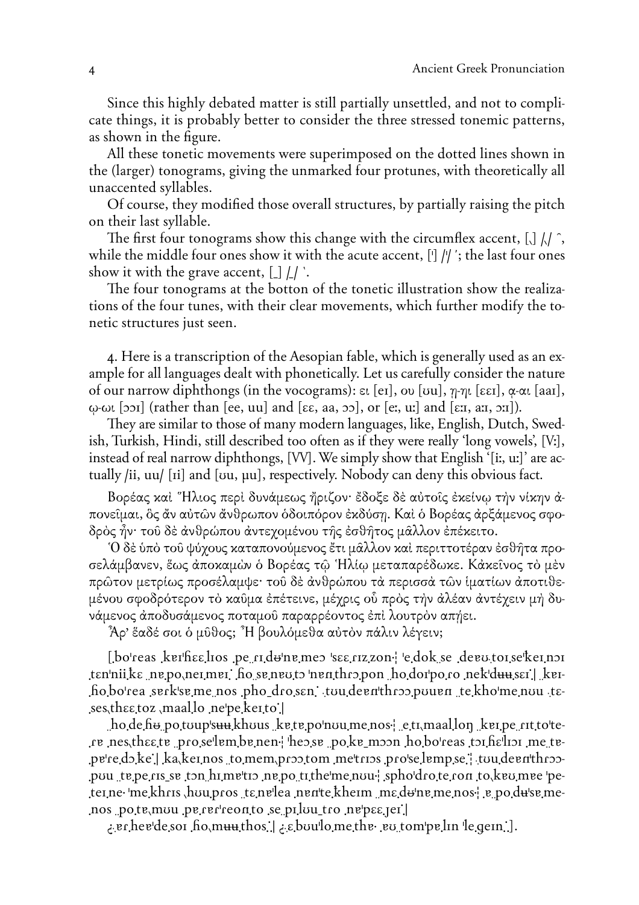Since this highly debated matter is still partially unsettled, and not to complicate things, it is probably better to consider the three stressed tonemic patterns, as shown in the figure.

All these tonetic movements were superimposed on the dotted lines shown in the (larger) tonograms, giving the unmarked four protunes, with theoretically all unaccented syllables.

Of course, they modified those overall structures, by partially raising the pitch on their last syllable.

The first four tonograms show this change with the circumflex accent, [̂] /̂/ ˆ, while the middle four ones show it with the acute accent, [ˈ] /ˈ/ ´; the last four ones show it with the grave accent, [ˍ] /ˍ/ `.

The four tonograms at the botton of the tonetic illustration show the realizations of the four tunes, with their clear movements, which further modify the tonetic structures just seen.

4. Here is a transcription of the Aesopian fable, which is generally used as an example for all languages dealt with phonetically. Let us carefully consider the nature of our narrow diphthongs (in the vocograms): ει [eɪ], ου [ʊu], η-ῃ [εεɪ], ᾳ-αι [aaɪ], ῳ-ωι [ɔɔɪ] (rather than [ee, uu] and [εε, aa, ɔɔ], or [eː, uː] and [εːɪ, aːɪ, ɔːɪ]).

They are similar to those of many modern languages, like, English, Dutch, Swedish, Turkish, Hindi, still described too often as if they were really 'long vowels', [Vː], instead of real narrow diphthongs, [VV]. We simply show that English '[iː, uː]' are actually /ii, uu/ [ɪi] and [ʊu, ʉu], respectively. Nobody can deny this obvious fact.

Βορέας καὶ Ἥλιος περὶ δυνάμεως ἤριζον· ἔδοξε δὲ αὐτοῖς ἐκείνῳ τὴν νίκην ἀπονεῖμαι, ὃς ἄν αὐτῶν ἄνθρωπον ὁδοιπόρον ἐκδύσῃ. Καὶ ὁ Βορέας ἀρξάμενος σφοδρὸς ἦν· τοῦ δὲ ἀνθρώπου ἀντεχομένου τῆς ἐσθῆτος μᾶλλον ἐπέκειτο.

Ὁ δὲ ὑπὸ τοῦ ψύχους καταπονούμενος ἔτι μᾶλλον καὶ περιττοτέραν ἐσθῆτα προσελάμβανεν, ἕως ἀποκαμὼν ὁ Βορέας τῷ Ἡλίῳ μεταπαρέδωκε. Κἀκεῖνος τὸ μὲν πρῶτον μετρίως προσέλαμψε· τοῦ δὲ ἀνθρώπου τὰ περισσὰ τῶν ἱματίων ἀποτιθεμένου σφοδρότερον τὸ καῦμα ἐπέτεινε, μέχρις οὗ πρὸς τὴν ἀλέαν ἀντέχειν μὴ δυνάμενος ἀποδυσάμενος ποταμοῦ παραρρέοντος ἐπὶ λουτρὸν απῄει.

Ἆρ' ἔαδέ σοι ὁ μῦθος; Ἦ βουλόμεθα αὐτὸν πάλιν λέγειν;

[ˌboˈreas ˌkeɪˈɦeεˌlɪos ˌpeˌrɪˌdʉˈnɐˌmeɔ ˈsεεˌrɪzˌzon·¦ ˈeˌdokˌse ˌdeɐʊˌtoɪˌseˈkeɪˌnɔɪ ˌtenˈniiˌkε ˌnɐˌpoˌneɪˌmeɪ˙ ˌɦoˌseˌneɐʊˌtɔ ˈnɐnˌthrɔˌpon ˌhoˌdoɪˈpoˌro ˌnekˈdʉʉˌseɪ˙| ˌkeɪɦoˌboˈrea ˌsɐrkˈsɐˌmeˌnos ˌphoˌdroˌsen˙ ˌtʊuˌdeɐnˈthrɔɔˌpʊuɐn ˌteˌkhoˈmeˌnʊu ˌtεˌsesˌthεεˌtoz ˌmaalˌlo ˌneˈpeˌkeɪˌto˙|

ˌhoˌdeˌɦʉ ˌpoˌtʊupˈsʉʉˌkhʊus ˌkɐˌtɐˌpoˈnʊuˌmeˌnos·¦ ˌeˌtɪˌmaalˌloŋ ˌkeɪˌpe ˌrɪtˌtoˈteˌrɐ ˌnesˌthεεˌte ˌproˌseˈlɐmˌbɐˌnen·¦ ˈheɔˌse ˌpoˌkɐ ˌmɔɔn ˌhoˌboˈreas ˌtɔɪˌɦeˈlɪɔɪ ˌmeˌtɐˌpɐˈreˌdɔˌke˙| ˌkaˌkeɪˌnos ˌtoˌmemˌprɔɔˌtom ˌmeˈtrɪɔs ˌproˈseˌlɐmpˌse˙¦ ˌtʊuˌdeɐnˈthrɔɔˌpʊu ˌtɐˌpeˌrɪsˌsɐ ˌtɔn ˌhɪˌmeˈtɪɔ ˌnɐˌpoˌtɪˌtheˈmeˌnʊu·¦ ˌsphoˈdroˌteˌron ˌtoˌkɐʊˌmɐe ˈpeˌteɪˌne· ˈmeˌkhrɪs ˌhʊuˌpros ˌtεˌnɐˈlea ˌnɐnˈteˌkheɪm ˌmεˌdʉˈnɐˌmeˌnos·¦ ˌɐˌpoˌdʉˈsɐˌmeˌnos ˌpoˌtɐˌmʊu ˌpɐˌrɐrˈreonˌto ˌseˌpɪˌlʊuˌtro ˌnɐˈpεεˌjeɪ˙|

¿ˌɐɪˌheɐˈdeˌsoɪ ˌɦoˌmʉʉˌthos˙| ¿ˌεˌbʊuˈloˌmeˌthɐ· ˌɐʊˌtomˈpɐˌlɪn ˈleˌgeɪn˙].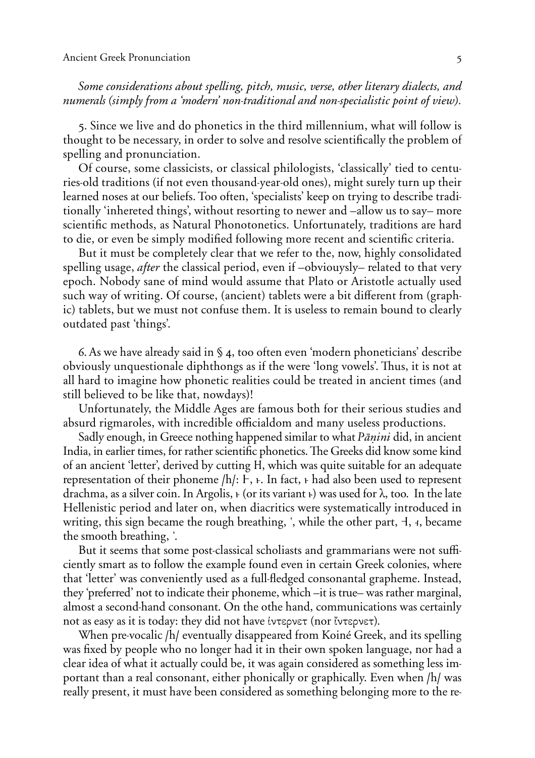*Some considerations about spelling, pitch, music, verse, other literary dialects, and numerals (simply from a 'modern' non-traditional and non-specialistic point of view).*

5. Since we live and do phonetics in the third millennium, what will follow is thought to be necessary, in order to solve and resolve scientifically the problem of spelling and pronunciation.

Of course, some classicists, or classical philologists, 'classically' tied to centuries-old traditions (if not even thousand-year-old ones), might surely turn up their learned noses at our beliefs. Too often, 'specialists' keep on trying to describe traditionally 'inhereted things', without resorting to newer and –allow us to say– more scientific methods, as Natural Phonotonetics. Unfortunately, traditions are hard to die, or even be simply modified following more recent and scientific criteria.

But it must be completely clear that we refer to the, now, highly consolidated spelling usage, *after* the classical period, even if –obviouysly– related to that very epoch. Nobody sane of mind would assume that Plato or Aristotle actually used such way of writing. Of course, (ancient) tablets were a bit different from (graphic) tablets, but we must not confuse them. It is useless to remain bound to clearly outdated past 'things'.

6. As we have already said in § 4, too often even 'modern phoneticians' describe obviously unquestionale diphthongs as if the were 'long vowels'. Thus, it is not at all hard to imagine how phonetic realities could be treated in ancient times (and still believed to be like that, nowdays)!

Unfortunately, the Middle Ages are famous both for their serious studies and absurd rigmaroles, with incredible officialdom and many useless productions.

Sadly enough, in Greece nothing happened similar to what *Pāṇini* did, in ancient India, in earlier times, for rather scientific phonetics. The Greeks did know some kind of an ancient 'letter', derived by cutting H, which was quite suitable for an adequate representation of their phoneme /h/: Ͱ, ͱ. In fact, ͱ had also been used to represent drachma, as a silver coin. In Argolis, ͱ (or its variant ͱ) was used for λ, too. In the late Hellenistic period and later on, when diacritics were systematically introduced in writing, this sign became the rough breathing, ʽ, while the other part, ⊣, ⊣, became the smooth breathing, ʼ.

But it seems that some post-classical scholiasts and grammarians were not sufficiently smart as to follow the example found even in certain Greek colonies, where that 'letter' was conveniently used as a full-fledged consonantal grapheme. Instead, they 'preferred' not to indicate their phoneme, which –it is true– was rather marginal, almost a second-hand consonant. On the othe hand, communications was certainly not as easy as it is today: they did not have ἰντερνετ (nor ἴντερνετ).

When pre-vocalic /h/ eventually disappeared from Koiné Greek, and its spelling was fixed by people who no longer had it in their own spoken language, nor had a clear idea of what it actually could be, it was again considered as something less important than a real consonant, either phonically or graphically. Even when /h/ was really present, it must have been considered as something belonging more to the re-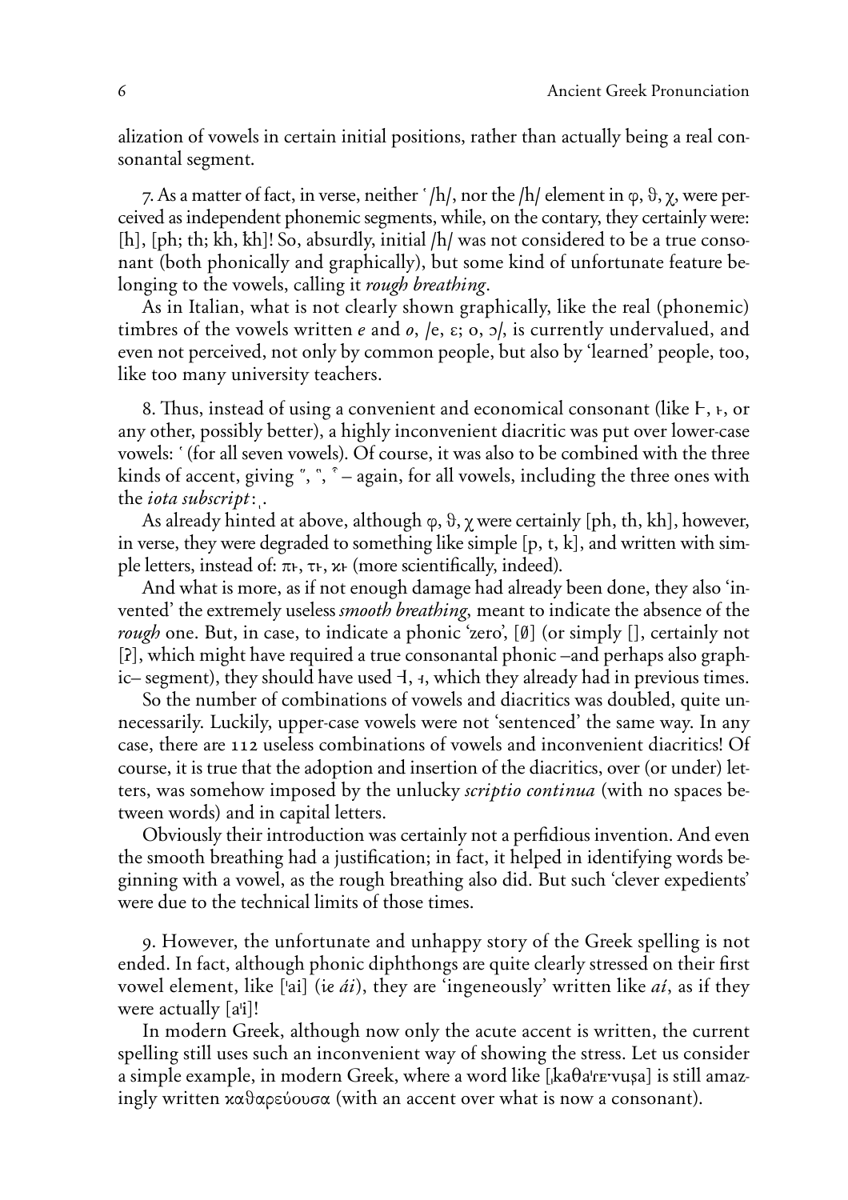alization of vowels in certain initial positions, rather than actually being a real consonantal segment.

7. As a matter of fact, in verse, neither ʽ /h/, nor the /h/ element in φ, ϑ, χ, were perceived as independent phonemic segments, while, on the contary, they certainly were: [h], [ph; th; kh, k̄h]! So, absurdly, initial /h/ was not considered to be a true consonant (both phonically and graphically), but some kind of unfortunate feature belonging to the vowels, calling it *rough breathing*.

As in Italian, what is not clearly shown graphically, like the real (phonemic) timbres of the vowels written *e* and *o*, /e, ɛ; o, ɔ/, is currently undervalued, and even not perceived, not only by common people, but also by 'learned' people, too, like too many university teachers.

8. Thus, instead of using a convenient and economical consonant (like Ͱ, ͱ, or any other, possibly better), a highly inconvenient diacritic was put over lower-case vowels: ʽ (for all seven vowels). Of course, it was also to be combined with the three kinds of accent, giving ῞, ῝, ῟ – again, for all vowels, including the three ones with the *iota subscript*: ͺ.

As already hinted at above, although φ, ϑ, χ were certainly [ph, th, kh], however, in verse, they were degraded to something like simple [p, t, k], and written with simple letters, instead of: πͱ, τͱ, κͱ (more scientifically, indeed).

And what is more, as if not enough damage had already been done, they also 'invented' the extremely useless *smooth breathing*, meant to indicate the absence of the *rough* one. But, in case, to indicate a phonic 'zero', [∅] (or simply [], certainly not [ʔ], which might have required a true consonantal phonic –and perhaps also graphic– segment), they should have used Ⱶ, ⱶ, which they already had in previous times.

So the number of combinations of vowels and diacritics was doubled, quite unnecessarily. Luckily, upper-case vowels were not 'sentenced' the same way. In any case, there are 112 useless combinations of vowels and inconvenient diacritics! Of course, it is true that the adoption and insertion of the diacritics, over (or under) letters, was somehow imposed by the unlucky *scriptio continua* (with no spaces between words) and in capital letters.

Obviously their introduction was certainly not a perfidious invention. And even the smooth breathing had a justification; in fact, it helped in identifying words beginning with a vowel, as the rough breathing also did. But such 'clever expedients' were due to the technical limits of those times.

9. However, the unfortunate and unhappy story of the Greek spelling is not ended. In fact, although phonic diphthongs are quite clearly stressed on their first vowel element, like [ˈai] (i*e* *ái*), they are 'ingeneously' written like *aí*, as if they were actually [aˈi]!

In modern Greek, although now only the acute accent is written, the current spelling still uses such an inconvenient way of showing the stress. Let us consider a simple example, in modern Greek, where a word like [ˌkaθaˈɾɛˑvuṣa] is still amazingly written καϑαρεύουσα (with an accent over what is now a consonant).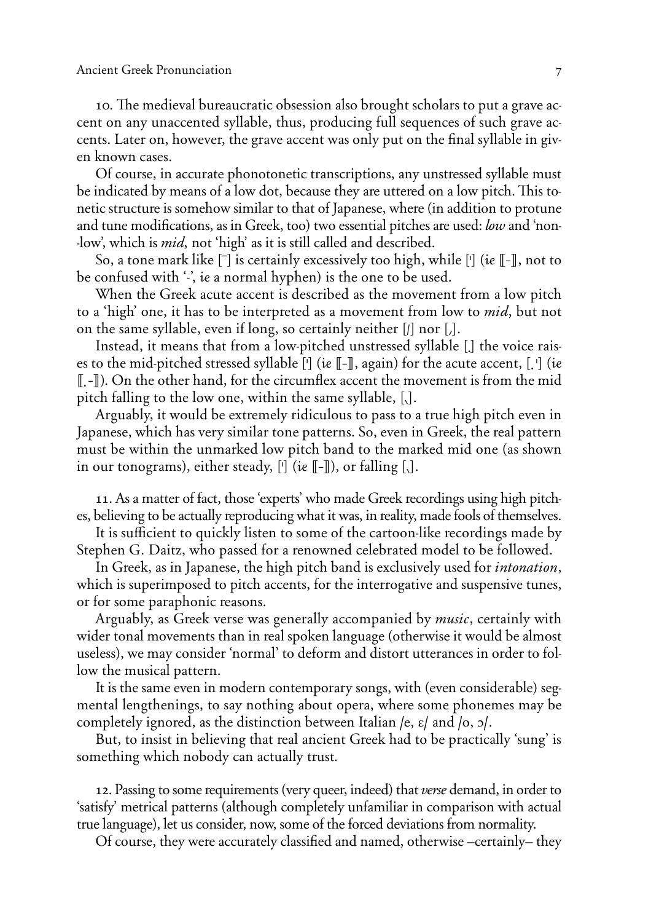10. The medieval bureaucratic obsession also brought scholars to put a grave accent on any unaccented syllable, thus, producing full sequences of such grave accents. Later on, however, the grave accent was only put on the final syllable in given known cases.

Of course, in accurate phonotonetic transcriptions, any unstressed syllable must be indicated by means of a low dot, because they are uttered on a low pitch. This tonetic structure is somehow similar to that of Japanese, where (in addition to protune and tune modifications, as in Greek, too) two essential pitches are used: *low* and 'non-low', which is *mid*, not 'high' as it is still called and described.

So, a tone mark like [¯] is certainly excessively too high, while [ˈ] (*ie* ⟦-⟧, not to be confused with '-', *ie* a normal hyphen) is the one to be used.

When the Greek acute accent is described as the movement from a low pitch to a 'high' one, it has to be interpreted as a movement from low to *mid*, but not on the same syllable, even if long, so certainly neither [/] nor [ˏ].

Instead, it means that from a low-pitched unstressed syllable [.] the voice raises to the mid-pitched stressed syllable [ˈ] (*ie* ⟦-⟧, again) for the acute accent, [.ˈ] (*ie* ⟦.-⟧). On the other hand, for the circumflex accent the movement is from the mid pitch falling to the low one, within the same syllable, [ˎ].

Arguably, it would be extremely ridiculous to pass to a true high pitch even in Japanese, which has very similar tone patterns. So, even in Greek, the real pattern must be within the unmarked low pitch band to the marked mid one (as shown in our tonograms), either steady, [ˈ] (*ie* ⟦-⟧), or falling [ˎ].

11. As a matter of fact, those 'experts' who made Greek recordings using high pitches, believing to be actually reproducing what it was, in reality, made fools of themselves.

It is sufficient to quickly listen to some of the cartoon-like recordings made by Stephen G. Daitz, who passed for a renowned celebrated model to be followed.

In Greek, as in Japanese, the high pitch band is exclusively used for *intonation*, which is superimposed to pitch accents, for the interrogative and suspensive tunes, or for some paraphonic reasons.

Arguably, as Greek verse was generally accompanied by *music*, certainly with wider tonal movements than in real spoken language (otherwise it would be almost useless), we may consider 'normal' to deform and distort utterances in order to follow the musical pattern.

It is the same even in modern contemporary songs, with (even considerable) segmental lengthenings, to say nothing about opera, where some phonemes may be completely ignored, as the distinction between Italian /e, ɛ/ and /o, ɔ/.

But, to insist in believing that real ancient Greek had to be practically 'sung' is something which nobody can actually trust.

12. Passing to some requirements (very queer, indeed) that *verse* demand, in order to 'satisfy' metrical patterns (although completely unfamiliar in comparison with actual true language), let us consider, now, some of the forced deviations from normality.

Of course, they were accurately classified and named, otherwise –certainly– they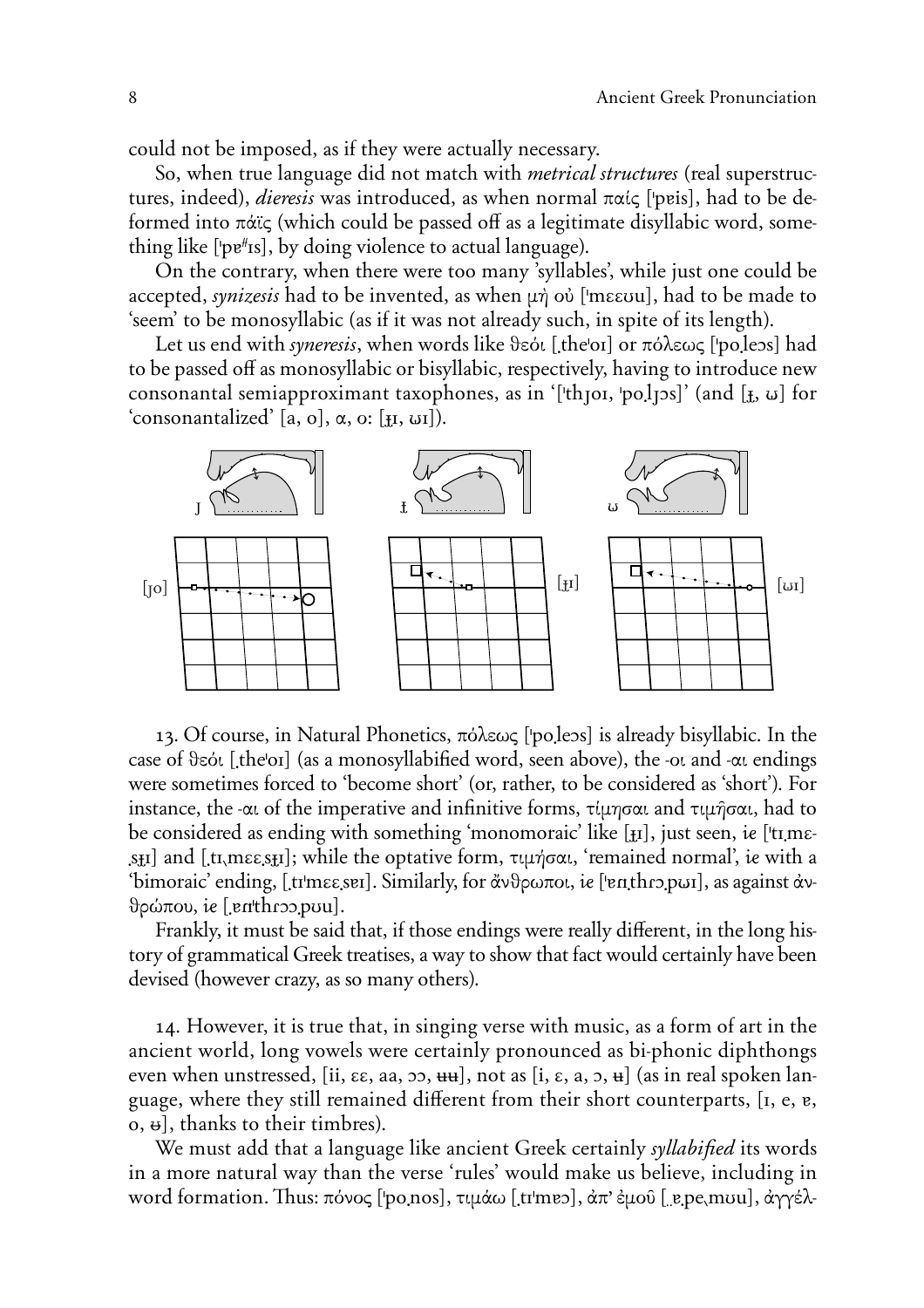could not be imposed, as if they were actually necessary.

So, when true language did not match with *metrical structures* (real superstructures, indeed), *dieresis* was introduced, as when normal παίς [ˈpɐis], had to be deformed into πάϊς (which could be passed off as a legitimate disyllabic word, something like [ˈpɐ#ɪs], by doing violence to actual language).

On the contrary, when there were too many 'syllables', while just one could be accepted, *synizesis* had to be invented, as when μὴ οὐ [ˈmɛɛʊu], had to be made to 'seem' to be monosyllabic (as if it was not already such, in spite of its length).

Let us end with *syneresis*, when words like θεόι [ˌtheˈoɪ] or πόλεως [ˈpoˌleɔs] had to be passed off as monosyllabic or bisyllabic, respectively, having to introduce new consonantal semiapproximant taxophones, as in '[ˈthɹoɪ, ˈpoˌlɹɔs]' (and [ɟ̵, ɯ] for 'consonantalized' [a, o], α, o: [ɟ̵ɪ, ɯɪ]).

13. Of course, in Natural Phonetics, πόλεως [ˈpoˌleɔs] is already bisyllabic. In the case of θεόι [ˌtheˈoɪ] (as a monosyllabified word, seen above), the -οι and -αι endings were sometimes forced to 'become short' (or, rather, to be considered as 'short'). For instance, the -αι of the imperative and infinitive forms, τίμησαι and τιμῆσαι, had to be considered as ending with something 'monomoraic' like [ɟ̵ɪ], just seen, *ie* [ˈtɪˌmɛˌsɟ̵ɪ] and [ˌtɪˌmɛɛˌsɟ̵ɪ]; while the optative form, τιμήσαι, 'remained normal', *ie* with a 'bimoraic' ending, [ˌtɪˈmɛɛˌsɐɪ]. Similarly, for ἄνθρωποι, *ie* [ˈɐnˌthɾɔˌpɯɪ], as against ἀνθρώπου, *ie* [ˌɐnˈthɾɔɔˌpʊu].

Frankly, it must be said that, if those endings were really different, in the long history of grammatical Greek treatises, a way to show that fact would certainly have been devised (however crazy, as so many others).

14. However, it is true that, in singing verse with music, as a form of art in the ancient world, long vowels were certainly pronounced as bi-phonic diphthongs even when unstressed, [ii, εε, aa, ɔɔ, ʉʉ], not as [i, ε, a, ɔ, ʉ] (as in real spoken language, where they still remained different from their short counterparts, [ɪ, e, ɐ, o, ɵ], thanks to their timbres).

We must add that a language like ancient Greek certainly *syllabified* its words in a more natural way than the verse 'rules' would make us believe, including in word formation. Thus: πόνος [ˈpoˌnos], τιμάω [ˌtɪˈmɐɔ], ἀπ' ἐμοῦ [ˌˌɐˌpeˌmʊu], ἀγγέλ-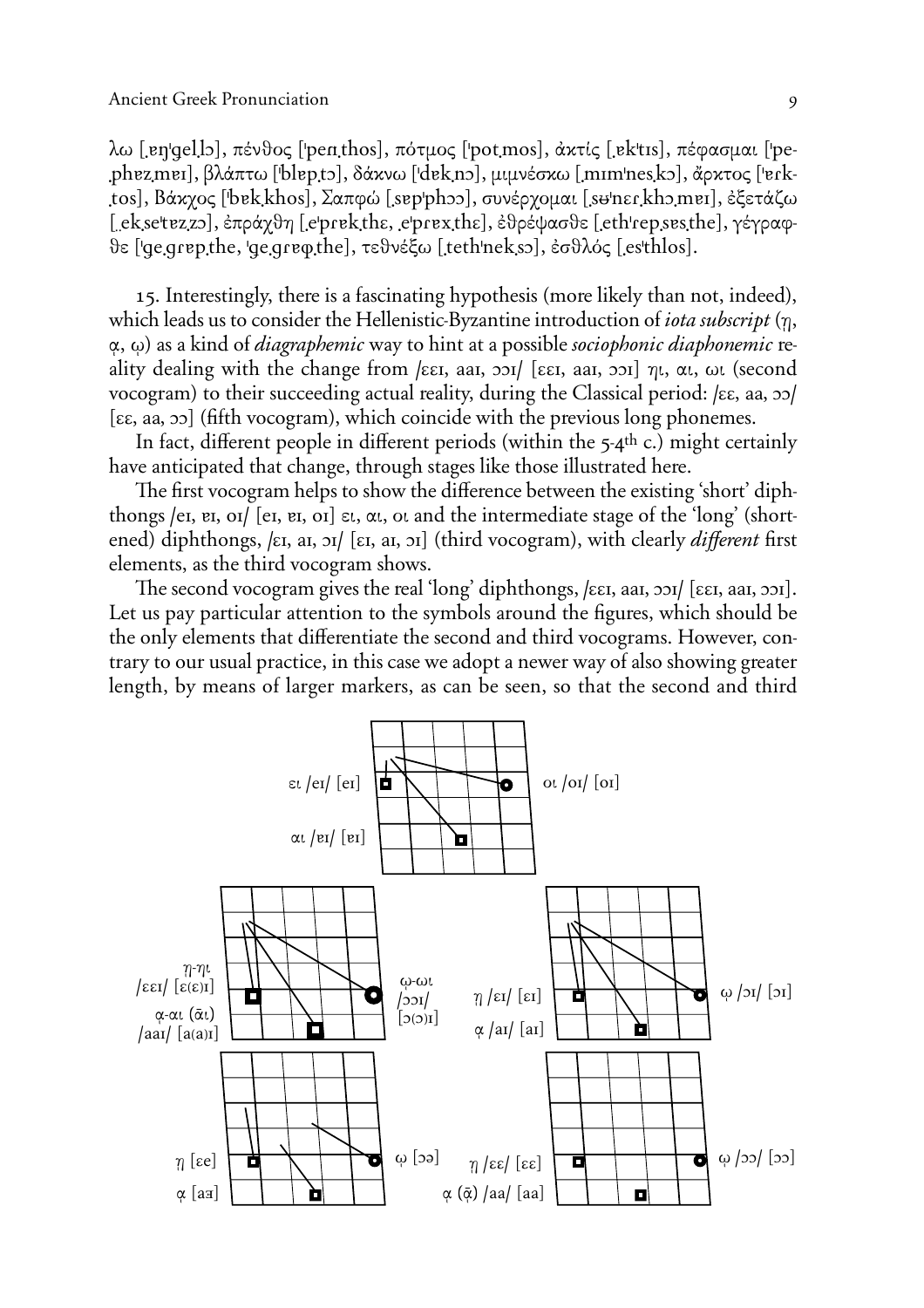λω [ˌɐŋˈgelˌlɔ], πένθος [ˈpenˌthos], πότμος [ˈpotˌmos], ἀκτίς [ˌɐkˈtɪs], πέφασμαι [ˈpe-ˌphɐzˌmɐɪ], βλάπτω [ˈblɐpˌtɔ], δάκνω [ˈdɐkˌnɔ], μιμνέσκω [ˌmɪmˈnesˌkɔ], ἄρκτος [ˈɐrk-ˌtos], Βάκχος [ˈbɐkˌkhos], Σαπφώ [ˌsɐpˈphɔɔ], συνέρχομαι [ˌsʉˈneɾˌkhɔˌmɐɪ], ἐξετάζω [ˌekˌseˈtɐzˌzɔ], ἐπράχθη [ˌeˈprɐkˌthɛ, ˌeˈprɐxˌthɛ], ἐθρέψασθε [ˌethˈrepˌsɐsˌthe], γέγραφθε [ˈgeˌgrɐpˌthe, ˈgeˌgrɐφˌthe], τεθνέξω [ˌtethˈnekˌsɔ], ἐσθλός [ˌesˈthlos].

15. Interestingly, there is a fascinating hypothesis (more likely than not, indeed), which leads us to consider the Hellenistic-Byzantine introduction of *iota subscript* (ῃ, ᾳ, ῳ) as a kind of *diagraphemic* way to hint at a possible *sociophonic diaphonemic* reality dealing with the change from /ɛɛɪ, aaɪ, ɔɔɪ/ [ɛɛɪ, aaɪ, ɔɔɪ] ηι, αι, ωι (second vocogram) to their succeeding actual reality, during the Classical period: /ɛɛ, aa, ɔɔ/ [ɛɛ, aa, ɔɔ] (fifth vocogram), which coincide with the previous long phonemes.

In fact, different people in different periods (within the 5-4[th] c.) might certainly have anticipated that change, through stages like those illustrated here.

The first vocogram helps to show the difference between the existing 'short' diphthongs /eɪ, ɐɪ, oɪ/ [eɪ, ɐɪ, oɪ] ει, αι, οι and the intermediate stage of the 'long' (shortened) diphthongs, /ɛɪ, aɪ, ɔɪ/ [ɛɪ, aɪ, ɔɪ] (third vocogram), with clearly *different* first elements, as the third vocogram shows.

The second vocogram gives the real 'long' diphthongs, /ɛɛɪ, aaɪ, ɔɔɪ/ [ɛɛɪ, aaɪ, ɔɔɪ]. Let us pay particular attention to the symbols around the figures, which should be the only elements that differentiate the second and third vocograms. However, contrary to our usual practice, in this case we adopt a newer way of also showing greater length, by means of larger markers, as can be seen, so that the second and third

ει /eɪ/ [eɪ] οι /oɪ/ [oɪ] αι /ɐɪ/ [ɐɪ]

η-ηι /ɛɛɪ/ [ɛ(ɛ)ɪ] ᾳ-αι (ᾱι) /aaɪ/ [a(a)ɪ] ω-ωι /ɔɔɪ/ [ɔ(ɔ)ɪ]

ῃ /ɛɪ/ [ɛɪ] ᾳ /aɪ/ [aɪ] ῳ /ɔɪ/ [ɔɪ]

ῃ [ɛe] ᾳ [aɜ] ῳ [ɔɘ]

ῃ /ɛɛ/ [ɛɛ] ᾳ (ᾱ) /aa/ [aa] ῳ /ɔɔ/ [ɔɔ]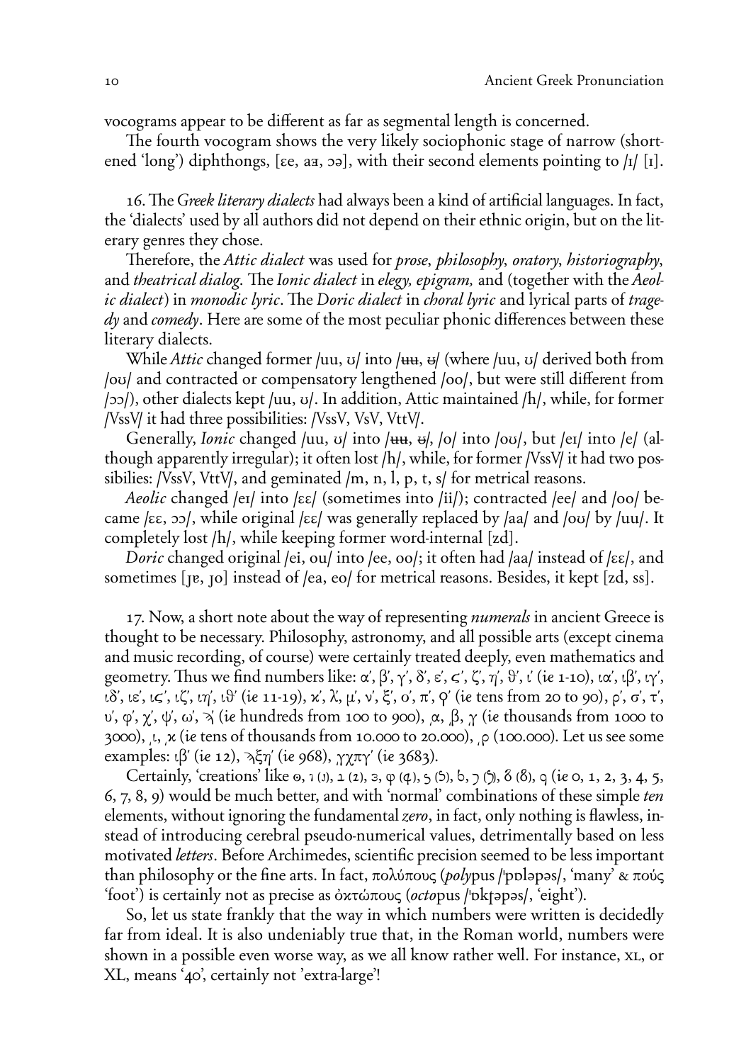vocograms appear to be different as far as segmental length is concerned.

The fourth vocogram shows the very likely sociophonic stage of narrow (shortened 'long') diphthongs, [ɛe, aɜ, ɔə], with their second elements pointing to /ɪ/ [ɪ].

16. The *Greek literary dialects* had always been a kind of artificial languages. In fact, the 'dialects' used by all authors did not depend on their ethnic origin, but on the literary genres they chose.

Therefore, the *Attic dialect* was used for *prose*, *philosophy*, *oratory*, *historiography*, and *theatrical dialog*. The *Ionic dialect* in *elegy*, *epigram,* and (together with the *Aeolic dialect*) in *monodic lyric*. The *Doric dialect* in *choral lyric* and lyrical parts of *tragedy* and *comedy*. Here are some of the most peculiar phonic differences between these literary dialects.

While *Attic* changed former /uu, ʊ/ into /ʉʉ, ʉ/ (where /uu, ʊ/ derived both from /oʊ/ and contracted or compensatory lengthened /oo/, but were still different from /ɔɔ/), other dialects kept /uu, ʊ/. In addition, Attic maintained /h/, while, for former /VssV/ it had three possibilities: /VssV, VsV, VttV/.

Generally, *Ionic* changed /uu, ʊ/ into /ʉʉ, ʉ/, /o/ into /oʊ/, but /eɪ/ into /e/ (although apparently irregular); it often lost /h/, while, for former /VssV/ it had two possibilies: /VssV, VttV/, and geminated /m, n, l, p, t, s/ for metrical reasons.

*Aeolic* changed /eɪ/ into /ɛɛ/ (sometimes into /ii/); contracted /ee/ and /oo/ became /ɛɛ, ɔɔ/, while original /ɛɛ/ was generally replaced by /aa/ and /oʊ/ by /uu/. It completely lost /h/, while keeping former word-internal [zd].

*Doric* changed original /ei, ou/ into /ee, oo/; it often had /aa/ instead of /ɛɛ/, and sometimes [ɪɐ, ɪo] instead of /ea, eo/ for metrical reasons. Besides, it kept [zd, ss].

17. Now, a short note about the way of representing *numerals* in ancient Greece is thought to be necessary. Philosophy, astronomy, and all possible arts (except cinema and music recording, of course) were certainly treated deeply, even mathematics and geometry. Thus we find numbers like: α', β', γ', δ', ε', ϛ', ζ', η', ϑ', ι' (ie 1-10), ια', ιβ', ιγ', ιδ', ιε', ιϛ', ιζ', ιη', ιϑ' (ie 11-19), κ', λ', μ', ν', ξ', ο', π', ϙ' (ie tens from 20 to 90), ρ', σ', τ', υ', φ', χ', ψ', ω', ϡ' (ie hundreds from 100 to 900), ͵α, ͵β, ͵γ (ie thousands from 1000 to 3000), ͵ι, ͵κ (ie tens of thousands from 10.000 to 20.000), ͵ρ (100.000). Let us see some examples: ιβ' (ie 12), ϡξη' (ie 968), ͵γχπγ' (ie 3683).

Certainly, 'creations' like ɵ, ı (ı), ɪ (ɪ), ɜ, φ (ɸ), ƽ (5), Ƅ, ɔ (ɔ), 8 (8), ϙ (ie 0, 1, 2, 3, 4, 5, 6, 7, 8, 9) would be much better, and with 'normal' combinations of these simple *ten* elements, without ignoring the fundamental *zero*, in fact, only nothing is flawless, instead of introducing cerebral pseudo-numerical values, detrimentally based on less motivated *letters*. Before Archimedes, scientific precision seemed to be less important than philosophy or the fine arts. In fact, πολύπους (*poly*pus /ˈpɒləpəs/, 'many' & πούς 'foot') is certainly not as precise as ὀκτώπους (*octo*pus /ˈɒkʈəpəs/, 'eight').

So, let us state frankly that the way in which numbers were written is decidedly far from ideal. It is also undeniably true that, in the Roman world, numbers were shown in a possible even worse way, as we all know rather well. For instance, xl, or XL, means '40', certainly not 'extra-large'!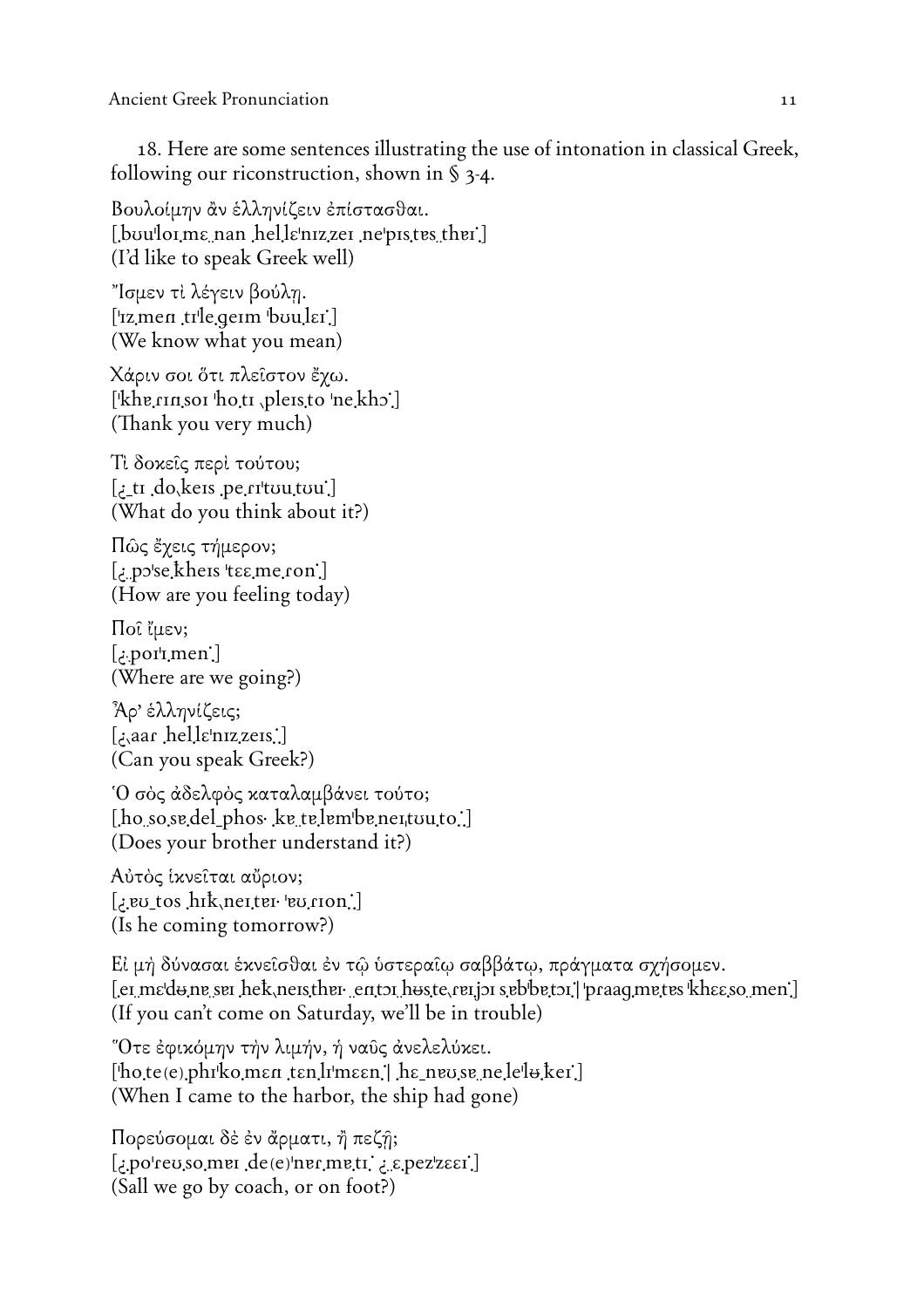18. Here are some sentences illustrating the use of intonation in classical Greek, following our riconstruction, shown in § 3-4.

Βουλοίμην ἂν ἑλληνίζειν ἐπίστασθαι.
[ˌbʊuˈloɪ.mɛ‿nan ˌhel.lɛˈnɪz.zeɪ ˌneˈpɪs.tɐs‿thɐɪ˙]
(I'd like to speak Greek well)

Ἴσμεν τί λέγειν βούλῃ.
[ˈɪz.men ˌtɪˈle.geɪm ˈbʊu.lɛɪ˙]
(We know what you mean)

Χάριν σοι ὅτι πλεῖστον ἔχω.
[ˈkhɐ.ɾɪn.soɪ ˈho.tɪ ˎpleɪs.to ˈne.khɔ˙]
(Thank you very much)

Τί δοκεῖς περὶ τούτου;
[¿‿tɪ ˌdoˎkeɪs ˌpe.ɾɪˈtʊu.tʊu˙]
(What do you think about it?)

Πῶς ἔχεις τήμερον;
[¿‿pɔˈse.kheɪs ˈtɛɛ.me.ɾon˙]
(How are you feeling today)

Ποῖ ἴμεν;
[¿‿poɪˈɪ.men˙]
(Where are we going?)

Ἆρ' ἑλληνίζεις;
[¿ˎaar ˌhel.lɛˈnɪz.zeɪs˙˙]
(Can you speak Greek?)

Ὁ σὸς ἀδελφὸς καταλαμβάνει τούτο;
[ˌho‿so.sɐ.del‿phos· ˌkɐ.tɐ.lɐmˈbɐ.neɪˌtʊu.to˙˙]
(Does your brother understand it?)

Αὐτὸς ἱκνεῖται αὔριον;
[¿.ɐʊ‿tos ˌhɪk.ˎneɪ.tɐɪ· ˈɐʊ.ɾɪon˙˙]
(Is he coming tomorrow?)

Εἰ μὴ δύνασαι ἐκνεῖσθαι ἐν τῷ ὑστεραίῳ σαββάτῳ, πράγματα σχήσομεν.
[ˌeɪ‿mɛˈdʉ.nɐ.sɐɪ ˌhek.ˎneɪs.thɐɪ· ˌen.tɔɪ ˌhʉs.teˎɾɐɪ.jɔɪ s.ɐbˈbɐ.tɔɪ˙| ˈpɾaag.mɐ.tɐs ˈkhɛɛ.so‿men˙]
(If you can't come on Saturday, we'll be in trouble)

Ὅτε ἐφικόμην τὴν λιμήν, ἡ ναῦς ἀνελελύκει.
[ˈho.te(e).phɪˈko.mɛn ˌtɛn.lɪˈmɛɛn˙| ˌhɛ‿nɐʊ.sɐ‿ne.leˈlʉ.keɪ˙]
(When I came to the harbor, the ship had gone)

Πορεύσομαι δὲ ἐν ἅρματι, ἢ πεζῇ;
[¿.poˈɾeʊ.so.mɐɪ ˌde(e)ˈnɐɾ.mɐ.tɪ˙ ¿‿ɛ.pezˈzɛɛɪ˙]
(Sall we go by coach, or on foot?)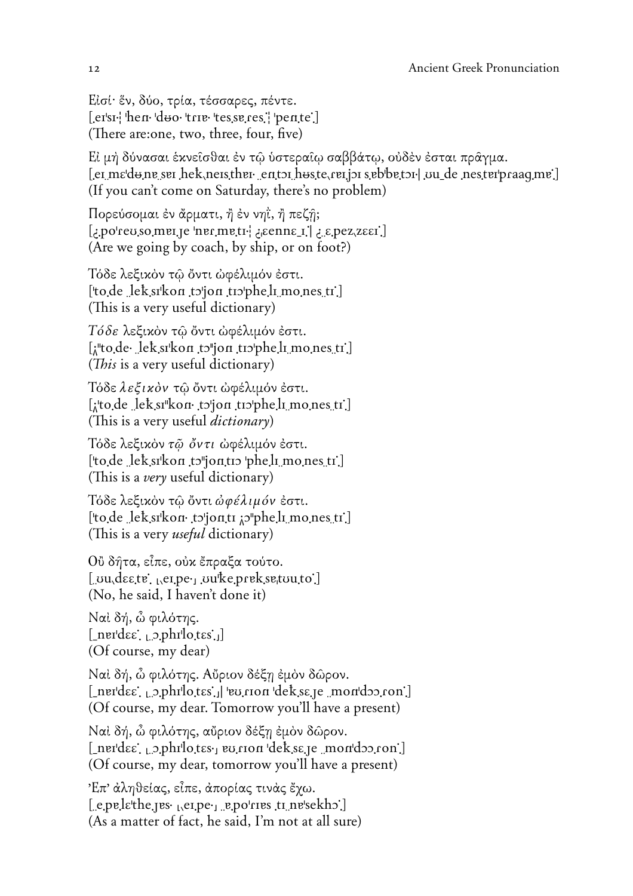Εἰσί· ἕν, δύο, τρία, τέσσαρες, πέντε.
[ˌeɪˈsɪ·¦ ˈhen· ˈdʉo· ˈtrɪɐ· ˈtesˌsɐˌres˙¦ ˈpenˌte˙]
(There are:one, two, three, four, five)

Εἰ μὴ δύνασαι ἐκνεῖσθαι ἐν τῷ ὑστεραίῳ σαββάτῳ, οὐδὲν ἔσται πρᾶγμα.
[ˌeɪ mɛˈdʉˌnɐ sɐɪ ˌhek͡neɪsˌthɐɪ· ˌenˌtɔɪ ˌhʉsˌte͡reɪˌjɔɪ sˌɐbˈbɐˌtɔɪ·| ˌʊuˌde ˌnesˌtɐɪˈpraagˌmɐ˙]
(If you can't come on Saturday, there's no problem)

Πορεύσομαι ἐν ἅρματι, ἢ ἐν νηΐ, ἢ πεζῇ;
[¿ˌpoˈreʊˌsoˌmɐɪˌje ˈnɐrˌmɐˌtɪ·¦ ¿ɛenneˌɪ˙| ¿ˌɛˌpez͡zɛɛɪ˙]
(Are we going by coach, by ship, or on foot?)

Τόδε λεξικὸν τῷ ὄντι ὠφέλιμόν ἐστι.
[ˈtoˌde ˌlekˌsɪˈkon ˌtɔˈjon ˌtɪɔˈpheˌlɪˌmoˌnesˌtɪ˙]
(This is a very useful dictionary)

*Τόδε* λεξικὸν τῷ ὄντι ὠφέλιμόν ἐστι.
[ˌʌˈˈtoˌde· ˌlekˌsɪˈkon ˌtɔˈjon ˌtɪɔˈpheˌlɪˌmoˌnesˌtɪ˙]
(*This* is a very useful dictionary)

Τόδε *λεξικὸν* τῷ ὄντι ὠφέλιμόν ἐστι.
[ˌʌˈtoˌde ˌlekˌsɪˈˈkon· ˌtɔˈjon ˌtɪɔˈpheˌlɪˌmoˌnesˌtɪ˙]
(This is a very useful *dictionary*)

Τόδε λεξικὸν *τῷ ὄντι* ὠφέλιμόν ἐστι.
[ˈtoˌde ˌlekˌsɪˈkon ˌtɔˈˈjonˌtɪɔ ˈpheˌlɪˌmoˌnesˌtɪ˙]
(This is a *very* useful dictionary)

Τόδε λεξικὸν τῷ ὄντι *ὠφέλιμόν* ἐστι.
[ˈtoˌde ˌlekˌsɪˈkon· ˌtɔˈjonˌtɪ ˌʌɔˈˈpheˌlɪˌmoˌnesˌtɪ˙]
(This is a very *useful* dictionary)

Οὔ δῆτα, εἶπε, οὐκ ἔπραξα τούτο.
[ˌʊu͡deeˌtɐ˙ ˌ͡eɪˌpe·˩ ˌʊuˈkeˌprɐkˌsɐˌtʊuˌto˙]
(No, he said, I haven't done it)

Ναὶ δή, ὦ φιλότης.
[ˍnɐɪˈdɛɛ˙ ˌˌɔˌphɪˈloˌtɛs˙˩]
(Of course, my dear)

Ναὶ δή, ὦ φιλότης. Αὔριον δέξῃ ἐμὸν δῶρον.
[ˍnɐɪˈdɛɛ˙ ˌˌɔˌphɪˈloˌtɛs˙˩| ˈɐʊˌrɪon ˈdekˌsɛˌje ˌmonˈdɔɔˌron˙]
(Of course, my dear. Tomorrow you'll have a present)

Ναὶ δή, ὦ φιλότης, αὔριον δέξῃ ἐμὸν δῶρον.
[ˍnɐɪˈdɛɛ˙ ˌˌɔˌphɪˈloˌtɛs·˩ ɐʊˌrɪon ˈdekˌsɛˌje ˌmonˈdɔɔˌron˙]
(Of course, my dear, tomorrow you'll have a present)

Ἐπ' ἀληθείας, εἶπε, ἀπορίας τινὰς ἔχω.
[ˌeˌpɐˌlɛˈtheˌjɐs· ˌ͡eɪˌpe·˩ ˌɐˌpoˈrɪɐs ˌtɪˌnɐˈsekhɔ˙]
(As a matter of fact, he said, I'm not at all sure)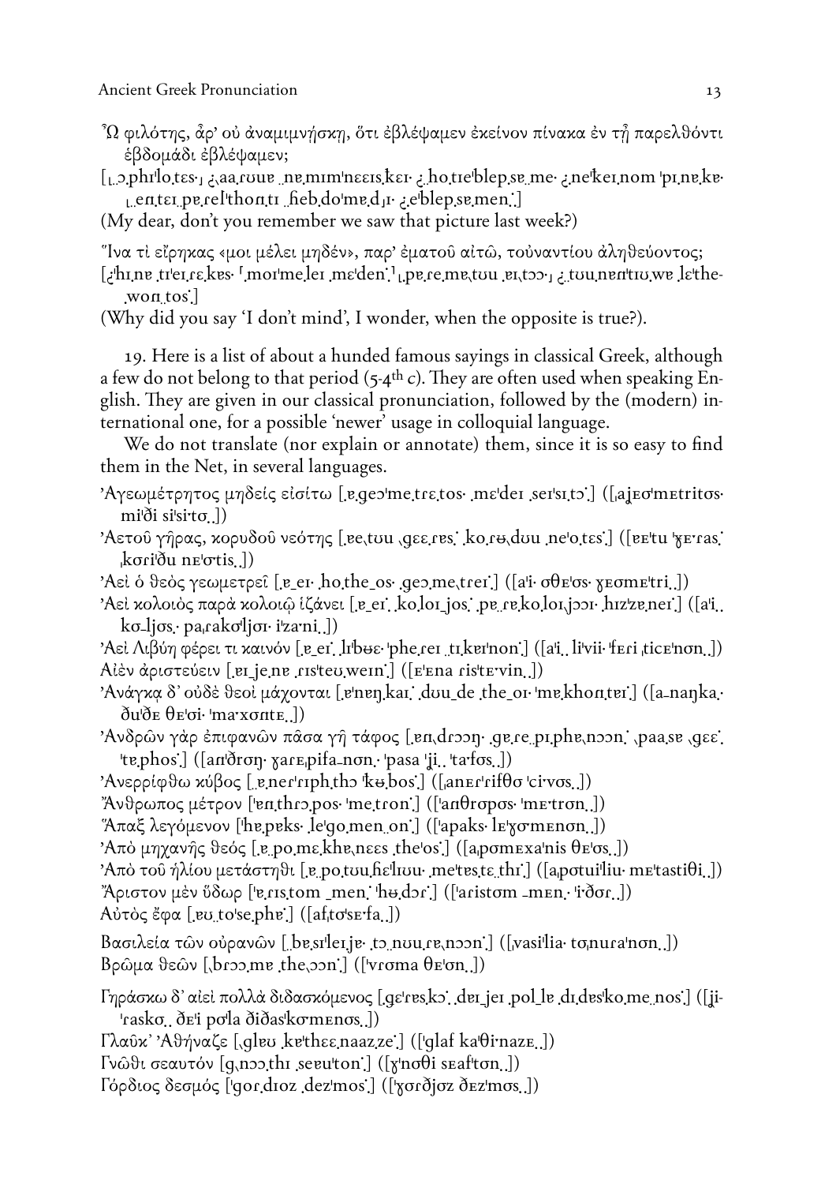Ὦ φιλότης, ἆρ' οὐ ἀναμιμνήσκῃ, ὅτι ἐβλέψαμεν ἐκεῖνον πίνακα ἐν τῇ παρελθόντι ἑβδομάδι ἐβλέψαμεν;

[˛ɔ.phɪˈlo.tɛs·˛ ¿aa.rʊʊɐ .nɐ.mɪmˈnɛɛɪs.kɛɪ· ¿.ho.tɪɐˈblep.sɐ.me· ¿.neˈkeɪ.nom ˈpɪ.nɐ.kɐ· ˛.en.tɛɪ.pɐ.relˈthon.tɪ .fieb.doˈmɐ.dɪ· ¿.eˈblep.sɐ.men.]

(My dear, don't you remember we saw that picture last week?)

Ἵνα τί εἴρηκας «μοι μέλει μηδέν», παρ' ἐματοῦ αἰτῶ, τοὐναντίου ἀληθεύοντος;

[¿ˈhɪ.nɐ .tɪˈeɪ.rɛ.kɐs· ˹ˈmoɪˈme.leɪ .mɛˈden.˺ ˛.pɐ.re.mɐ.tʊu .eɪ.tɔɔ·˛ ¿.tʊu.nɐnˈtɪʊ.wɐ .lɛˈthe.won.tos.]

(Why did you say 'I don't mind', I wonder, when the opposite is true?).

19. Here is a list of about a hunded famous sayings in classical Greek, although a few do not belong to that period (5-4th c). They are often used when speaking English. They are given in our classical pronunciation, followed by the (modern) international one, for a possible 'newer' usage in colloquial language.

We do not translate (nor explain or annotate) them, since it is so easy to find them in the Net, in several languages.

Ἀγεωμέτρητος μηδεὶς εἰσίτω [.ɐ.geɔˈme.trɛ.tos· .mɛˈdeɪ .seɪˈsɪ.tɔ.] ([ˌajɛɔˈmɛtritɔs· miˈði siˈsi·tɔ.])

Ἀετοῦ γῆρας, κορυδοῦ νεότης [.ɐe.tʊu .gɛɛ.rɐs. .ko.rʉ.dʊu .neˈo.tɛs.] ([ɐɛˈtu ˈɣɛ·ras. ˌkɔriˈðu nɛˈɔtis.])

Ἀεὶ ὁ θεὸς γεωμετρεῖ [.ɐ_eɪ· .ho.the_os· .geɔ.me.treɪ.] ([aˈi· σθɛˈɔs· ɣɛɔmɛˈtri.])

Ἀεὶ κολοιὸς παρὰ κολοιῷ ἱζάνει [.ɐ_eɪ. .ko.loɪ_jos. .pɐ.rɐ.ko.loɪ.jɔɔɪ· .hɪzˈzɐ.neɪ.] ([aˈi.. kɔ_ljɔs.· paˌrakɔˈljɔɪ· iˈza·ni.])

Ἀεὶ Λιβύη φέρει τι καινόν [.ɐ_eɪ. .lɪˈbʉɛ· ˈphe.reɪ .tɪ.keɪˈnon.] ([aˈi.. liˈvii· ˈfɛri ˌticɛˈnɔn.])

Αἰὲν ἀριστεύειν [.eɪ_je.nɐ .rɪsˈteʊ.weɪn.] ([ɛˈɛna risˈtɛ·vin.])

Ἀνάγκᾳ δ' οὐδὲ θεοὶ μάχονται [.ɐˈnɐŋ.kaɪ. .dʊu_de .the_oɪ· ˈmɐ.khon.teɪ.] ([a_naŋka.· ðuˈðɛ θɛˈɔi· ˈma·xɔntɛ.])

Ἀνδρῶν γὰρ ἐπιφανῶν πᾶσα γῆ τάφος [.ɐn.drɔɔŋ· .gɐ.re.pɪ.phɐ.nɔɔn. .paa.sɐ .gɛɛ. ˈtɐ.phos.] ([anˈðrɔŋ· ɣarɛˌpifa_nɔn.· ˈpasa ˈji.. ˈta·fɔs.])

Ἀνερρίφθω κύβος [.ɐ.nerˈrɪph.thɔ ˈkʉ.bos.] ([ˌanɛrˈrifθɔ ˈci·vɔs.])

Ἄνθρωπος μέτρον [ˈɐn.thrɔ.pos· ˈme.tron.] ([ˈanθrɔpɔs· ˈmɛ·trɔn.])

Ἅπαξ λεγόμενον [ˈhɐ.pɐks· .leˈgo.men.on.] ([ˈapaks· lɛˈɣɔmɛnɔn.])

Ἀπὸ μηχανῆς θεός [.ɐ.po.mɛ.khɐ.nɛɛs .theˈos.] ([aˌpɔmɛxaˈnis θɛˈɔs.])

Ἀπὸ τοῦ ἡλίου μετάστηθι [.ɐ.po.tʊu.fieˈlɪʊu· .meˈtɐs.tɛ.thɪ.] ([aˌpɔtuiˈliu· mɛˈtastiθi.])

Ἄριστον μὲν ὕδωρ [ˈɐ.rɪs.tom _men. ˈhʉ.dɔr.] ([ˈaristɔm _mɛn.· ˈi·ðɔr.])

Αὐτὸς ἔφα [.ɐʊ.toˈse.phɐ.] ([afˌtɔˈsɛ·fa.])

Βασιλεία τῶν οὐρανῶν [.bɐ.sɪˈleɪ.jɐ· .tɔ.nʊu.rɐ.nɔɔn.] ([ˌvasiˈlia· tɔˌnuraˈnɔn.])

Βρῶμα θεῶν [.brɔɔ.mɐ .the.ɔɔn.] ([ˈvrɔma θɛˈɔn.])

Γηράσκω δ' αἰεὶ πολλὰ διδασκόμενος [.gɛˈrɐs.kɔ. .deɪ_jeɪ .pol_lɐ .dɪ.dɐsˈko.me.nos.] ([ˌjiˈraskɔ.. ðɛˈi pɔˈla ðiðasˈkɔmɛnɔs.])

Γλαῦκ' Ἀθήναζε [.glɐʊ .kɐˈthɛɛ.naaz.ze.] ([ˈglaf kaˈθi·nazɛ.])

Γνῶθι σεαυτόν [g.nɔɔ.thɪ .seɐʊˈton.] ([ɣˈnɔθi sɛafˈtɔn.])

Γόρδιος δεσμός [ˈgor.dɪoz .dezˈmos.] ([ˈɣɔrðjɔz ðɛzˈmɔs.])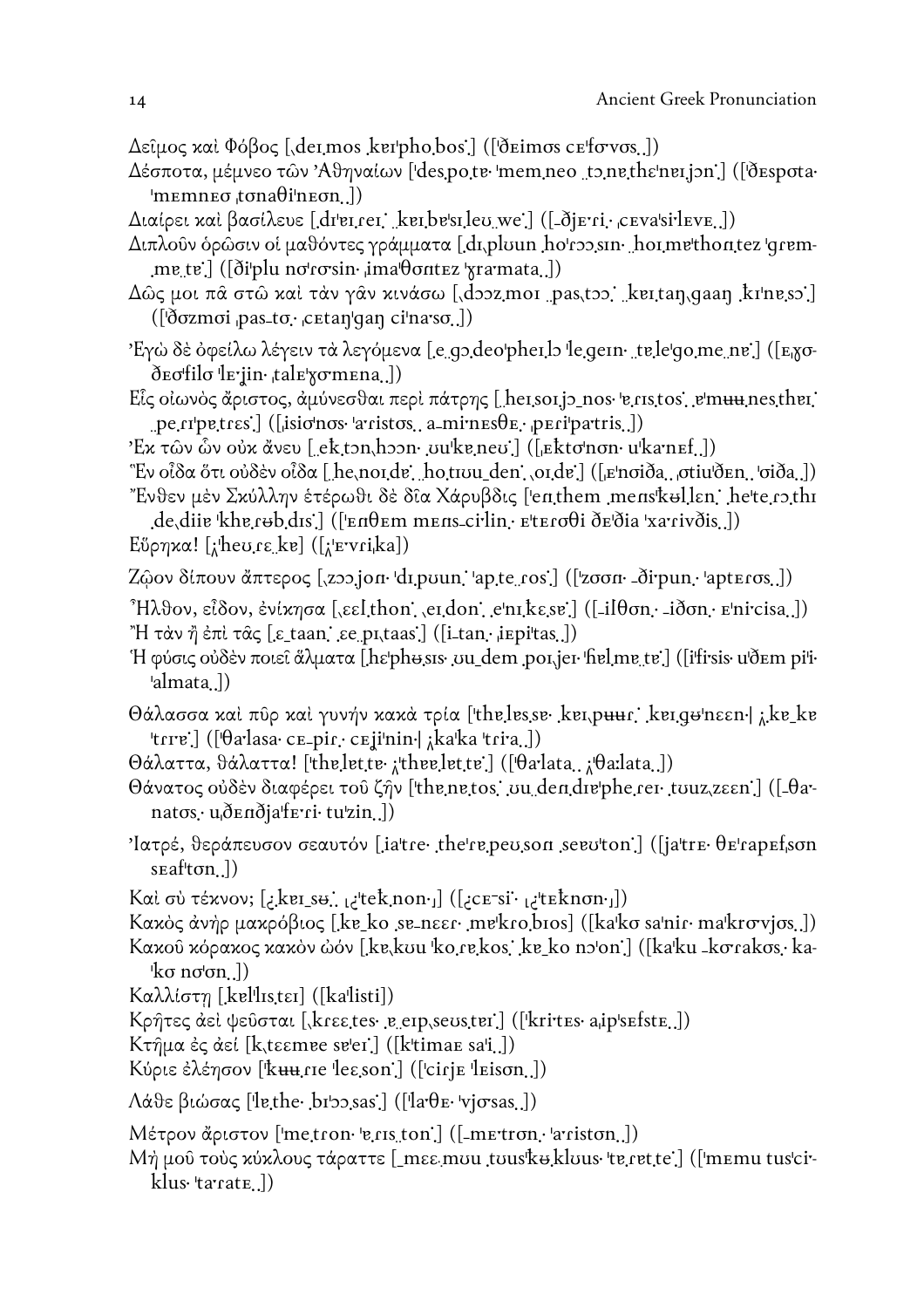Δεῖμος καὶ Φόβος [ˎdeɪ.mos ˌkeɪˈpho.bos˸] ([ˈðeimos ceˈfɔvɔs˸])

Δέσποτα, μέμνεο τῶν Ἀθηναίων [ˈdes.po.tɐ˸ ˈmem.neo ˌtɔ.nɐ.thɛˈneɪ.jɔn˸] ([ˈðespɔta˸ ˈmemneɔ ˌtɔnaθiˈneɔn˸])

Διαίρει καὶ βασίλευε [ˌdɪˈeɪ.reɪ˸ ˌkeɪ.bɐˈsɪ.leʊ.we˸] ([ˌðjeˈri˸ ˌcevaˈsiˈleve˸])

Διπλοῦν ὁρῶσιν οἱ μαθόντες γράμματα [ˌdɪˌpluun ˌhoˈrɔɔ.sɪn˸ ˌhoɪ.mɐˈthon.tez ˈgrem.mɐ.tɐ˸] ([ðiˈplu nɔˈrɔsin˸ ˌimaˈθɔntez ˈɣramata˸])

Δῶς μοι πᾶ στῶ καὶ τὰν γᾶν κινάσω [ˌdɔɔz.moɪ ˌpas.tɔɔ˸ ˌkeɪ.taŋˌgaaŋ ˌkɪˈnɐ.sɔ˸] ([ˈðɔzmɔi ˌpas.tɔ˸ ˌcetaŋˈgaŋ ciˈnasɔ˸])

Ἐγὼ δὲ ὀφείλω λέγειν τὰ λεγόμενα [ˌe.gɔ.deoˈpheɪ.lɔ ˈle.geɪn˸ ˌtɐ.leˈgo.me.nɐ˸] ([ˌeɣɔðeɔˈfilɔ ˈlejin˸ ˌtaleˈɣɔmena˸])

Εἷς οἰωνὸς ἄριστος, ἀμύνεσθαι περὶ πάτρης [ˌheɪ.soɪ.jɔ_nos˸ ˈɐ.rɪs.tos˸ ɐˈmʉʉ.nes.theɪ˸ ˌpe.rɪˈpɐ.trɛs˸] ([ˌisiɔˈnɔs˸ ˈaristɔs˸ aˌmiˈnesθe˸ ˌperiˈpatris˸])

Ἐκ τῶν ὧν οὐκ ἄνευ [ˌek.tɔnˌhɔɔn˸ ˌuuˈkɐ.neʊ˸] ([ˌektɔˈnɔn˸ uˈkanef˸])

Ἓν οἶδα ὅτι οὐδὲν οἶδα [ˌhe.noɪ.de˸ ˌho.tɪuu.den˸ ˌoɪ.de˸] ([ˌeˈnɔiða˸ ˌɔtiuˈðen˸ ˈɔiða˸])

Ἔνθεν μὲν Σκύλλην ἑτέρωθι δὲ δῖα Χάρυβδις [ˈen.them ˌmenˈskʉl.len˸ ˌheˈte.rɔ.thɪ ˌde.diie ˈkhɐ.rʉb.dɪs˸] ([ˈenθem mensˈcilin˸ eˈterɔθi ðeˈðia ˈxarivðis˸])

Εὕρηκα! [ˈheʊ.rɛ.kɐ] ([ˈevrika])

Ζῷον δίπουν ἄπτερος [ˌzɔɔ.jɔn˸ ˈdɪ.puun˸ ˈap.te.ros˸] ([ˈzɔɔn˸ ˌðiˈpun˸ ˈapterɔs˸])

Ἦλθον, εἶδον, ἐνίκησα [ˌɛɛl.thon˸ ˌeɪ.don˸ ˌeˈnɪ.kɛ.sɐ˸] ([ˌilθɔn˸ ˌiðɔn˸ eˈnicisa˸])

Ἢ τὰν ἢ ἐπὶ τᾶς [ˌɛ_taan˸ ˌɛe.pɪˌtaas˸] ([ˌi_tan˸ ˌiepiˈtas˸])

Ἡ φύσις οὐδὲν ποιεῖ ἅλματα [ˌhɛˈphʉ.sɪs˸ ˌuu_dem ˌpoɪˌjeɪ˸ ˈhel.me.tɐ˸] ([iˈfisis˸ uˈðem piˈi˸ ˈalmata˸])

Θάλασσα καὶ πῦρ καὶ γυνὴν κακὰ τρία [ˈthɐ.les.sɐ˸ ˌkeɪˌpʉʉr˸ ˌkeɪ.gʉˈnɛɛn˸| ˌkɐ_kɐ ˈtrɪɐ˸] ([ˈθalasa˸ ceˌpir˸ ceˌjiˈnin˸| ˌkaˈka ˈtria˸])

Θάλαττα, θάλαττα! [ˈthɐ.let.tɐ˸ ˈthɐɐ.let.tɐ˸] ([ˈθaˈlata˸ ˈθaˈlata˸])

Θάνατος οὐδὲν διαφέρει τοῦ ζῆν [ˈthɐ.nɐ.tos˸ ˌuu.den.dɪɐˈphe.reɪ˸ ˌtuuz.zɛɛn˸] ([ˌθaˈnatɔs˸ uˌðenðjaˈferi˸ tuˈzin˸])

Ἰατρέ, θεράπευσον σεαυτόν [ˌɪaˈtre˸ ˌtheˈrɐ.peʊ.son ˌseɐʊˈton˸] ([jaˈtre˸ θeˈrapefˌsɔn seafˈtɔn˸])

Καὶ σὺ τέκνον; [ˌkeɪ_sʉ˸ ˌˈtek.non˸] ([ˌce¯si˸ ˌˈteknɔn˸])

Κακὸς ἀνὴρ μακρόβιος [ˌkɐ_ko ˌsɐ_nɛɛr˸ ˌmɐˈkro.bɪos] ([kaˈkɔ saˈnir˸ maˈkrɔvjɔs˸])

Κακοῦ κόρακος κακὸν ᾠόν [ˌkɐˌkuu ˈko.rɐ.kos˸ ˌkɐ_ko nɔˈon˸] ([kaˈku ˌkɔrakɔs˸ kaˈkɔ nɔˈɔn˸])

Καλλίστῃ [ˌkelˈlɪs.teɪ] ([kaˈlisti])

Κρῆτες ἀεὶ ψεῦσται [ˌkrɛɛ.tes˸ ˌɐ_eɪpˌseʊs.teɪ˸] ([ˈkrites˸ aˌipˈsefste˸])

Κτῆμα ἐς ἀεί [kˌtɛɛmɐe seˈeɪ˸] ([ˈktimae saˈi˸])

Κύριε ἐλέησον [ˈkʉʉ.rɪe ˈleɛ.son˸] ([ˈcirje ˈleisɔn˸])

Λάθε βιώσας [ˈlɐ.the˸ ˌbɪˈɔɔ.sas˸] ([ˈlaθe˸ ˈvjɔsas˸])

Μέτρον ἄριστον [ˈme.tron˸ ˈɐ.rɪs.ton˸] ([ˌmeˈtrɔn˸ ˈaristɔn˸])

Μὴ μοῦ τοὺς κύκλους τάραττε [ˌmɛɛ.muu ˌtuusˈkʉ.kluus˸ ˈtɐ.ret.te˸] ([ˈmemu tusˈciklus˸ ˈtarate˸])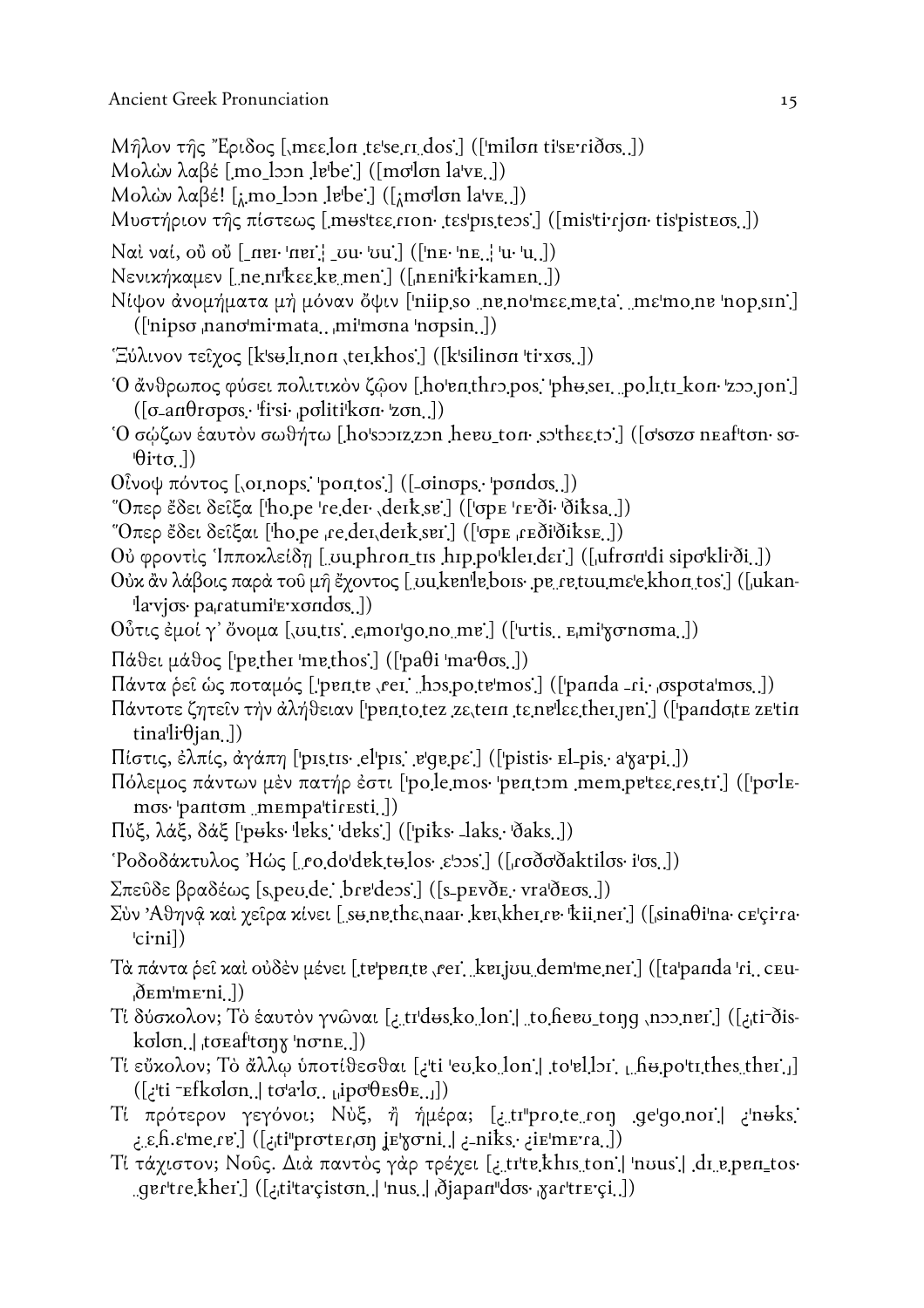Μῆλον τῆς Ἔριδος [ˌmɛɛ.lon ˌtɛ'se.ɾɪ.dos˙] (['milɔn ti'sɛ·ɾiðɔs.])

Μολὼν λαβέ [.mo_lɔɔn ˌlɐ'be˙] ([mɔ'lɔn la'vɛ.])

Μολὼν λαβέ! [ˌ^mo_lɔɔn ˌlɐ'be˙] ([ˌ^mɔ'lɔn la'vɛ.])

Μυστήριον τῆς πίστεως [.mʉs'tɛɛ.ɾɪon· .tɛs'pɪs.teɔs˙] ([mis'ti·ɾjɔn· tis'pistɛɔs.])

Ναὶ ναί, οὒ οὔ [_nɐɪ· 'nɐɪ˙¦ _ʊu· 'ʊu˙] (['nɛ· 'nɛ.¦ 'u· 'u.])

Νενικήκαμεν [.ne.nɪ'kɛɛ.ke.men˙] ([ˌnɛni'ki·kamɛn.])

Νίψον ἀνομήματα μὴ μόναν ὄψιν ['niip.so ..nɐ.no'mɛɛ.me.ta˙ ..mɛ'mo.nɐ 'nop.sɪn˙] (['nipsɔ ˌnanɔ'mi·mata.. ˌmi'mɔna 'nɔpsin.])

Ξύλινον τεῖχος [k'sʉ.lɪ.non ˌteɪ.khos˙] ([k'silinɔn 'ti·xɔs.])

Ὁ ἄνθρωπος φύσει πολιτικὸν ζῷον [.ho'ɐn.thrɔ.pos˙ 'phʉ.seɪ. .po.lɪ.tɪ_kon· 'zɔɔ.jon˙] ([ɔ_anθrɔpɔs.· 'fi·si· ˌpɔliti'kɔn· 'zɔn.])

Ὁ σῴζων ἑαυτὸν σωθήτω [.ho'sɔɔɪz.zɔn .heɐʊ_ton· .sɔ'thɛɛ.tɔ˙] ([ɔ'sɔzɔ nɛaf'tɔn· sɔ'θi·tɔ.])

Οἴνοψ πόντος [ˌoɪ.nops˙ 'pon.tos˙] ([_ɔinɔps.· 'pɔndɔs.])

Ὅπερ ἔδει δεῖξα ['ho.pe 're.deɪ· ˌdeɪk.se˙] (['ɔpɛ 'ɾɛ·ði· 'ðiksa.])

Ὅπερ ἔδει δεῖξαι ['ho.pe ˌre.deɪ.deɪk.sɐɪ˙] (['ɔpɛ ˌɾɛði'ðiksɛ.])

Οὐ φροντὶς Ἱπποκλείδῃ [.ʊu.phron.tɪs .hɪp.po'kleɪ.dɛɪ˙] ([ˌufrɔn'di sipɔ'kli·ði.])

Οὐκ ἂν λάβοις παρὰ τοῦ μὴ ἔχοντος [.ʊu.kɐn'lɐ.bois· .pe.ɾe.tʊu.mɛ'e.khon.tos˙] ([ˌukan'la·vjɔs· paˌɾatumi'ɛ·xɔndɔs.])

Οὖτις ἐμοί γ' ὄνομα [ˌʊu.tɪs˙ .e.moɪ'go.no.me˙] (['u·tis.. ɛˌmi'ɣɔnɔma.])

Πάθει μάθος ['pɐ.theɪ 'me.thos˙] (['paθi 'ma·θɔs.])

Πάντα ῥεῖ ὡς ποταμός [.'pɐn.te ˌreɪ˙ .hɔs.po.tɐ'mos˙] (['panda _ɾi.· ˌɔspɔta'mɔs.])

Πάντοτε ζητεῖν τὴν ἀλήθειαν ['pɐn.to.tez .zɛ.teɪn .tɛ.nɐ'lɛɛ.theɪ.jen˙] (['pandɔˌtɛ zɛ'tin tina'li·θjan.])

Πίστις, ἐλπίς, ἀγάπη ['pɪs.tɪs· .el'pɪs.˙ .ɐ'ge.pɛ˙] (['pistis· ɛl_pis.· a'ɣa·pi.])

Πόλεμος πάντων μὲν πατήρ ἐστι ['po.le.mos· 'pɐn.tɔm .mem.pɐ'tɛɛ.res.tɪ˙] (['pɔlɛmɔs· 'pantɔm ..mɛmpa'tiɾɛsti.])

Πύξ, λάξ, δάξ ['pʉks˙ 'lɐks˙ 'dɐks˙] (['piks· _laks.· 'ðaks.])

Ῥοδοδάκτυλος Ἠώς [.ɾo.do'dɐk.tʉ.los· .ɛ'ɔɔs˙] ([ˌɾɔðɔ'ðaktilɔs· i'ɔs.])

Σπεῦδε βραδέως [s.peʊ.de.˙ .brɐ'deɔs˙] ([s_pɛvðɛ.· vra'ðɛɔs.])

Σὺν Ἀθηνᾷ καὶ χεῖρα κίνει [.sʉ.ne.thɛ.naaɪ· .keɪ.kheɪ.ɾe· 'kii.neɪ˙] ([ˌsinaθi'na· cɛ'çi·ɾa· 'ci·ni])

Τὰ πάντα ῥεῖ καὶ οὐδὲν μένει [.tɐ'pɐn.te ˌreɪ˙ .keɪ.jʊu.dem'me.neɪ˙] ([ta'panda 'ɾi.. cɛuˌðɛm'mɛ·ni.])

Τί δύσκολον; Τὸ ἑαυτὸν γνῶναι [¿.tɪ'dʉs.ko.lon˙| .to.heɐʊ_toŋg ˌnɔɔ.neɪ˙] ([¿ti⁻ðiskɔlɔn.| ˌtɔɛaf'tɔŋɣ 'nɔnɛ.])

Τί εὔκολον; Τὸ ἄλλῳ ὑποτίθεσθαι [¿'ti 'eʊ.ko.lon˙| .to'ɐl.lɔɪ˙ ...hʉ.po'tɪ.thes.theɪ.˙] ([¿'ti ⁻ɛfkɔlɔn.| tɔ'a·lɔ.. ˌipɔ'θɛsθɛ..])

Τί πρότερον γεγόνοι; Νὺξ, ἢ ἡμέρα; [¿.tɪ''pro.te.roŋ .ge'go.noɪ˙| ¿'nʉks˙ ¿.e.ɦ.ɛ'me.re˙] ([¿ti''prɔtɛɾˌɔŋ jɛ'ɣɔni.| ¿_niks.· ¿iɛ'mɛ·ra.])

Τί τάχιστον; Νοῦς. Διὰ παντὸς γὰρ τρέχει [¿.tɪ'te.khɪs.ton˙| 'nʊus˙| .dɪ.e.pen_tos· .ger'tre.kheɪ˙] ([¿ti'ta·çistɔn.| 'nus.| ðjapan''dɔs· ˌɣar'trɛ·çi.])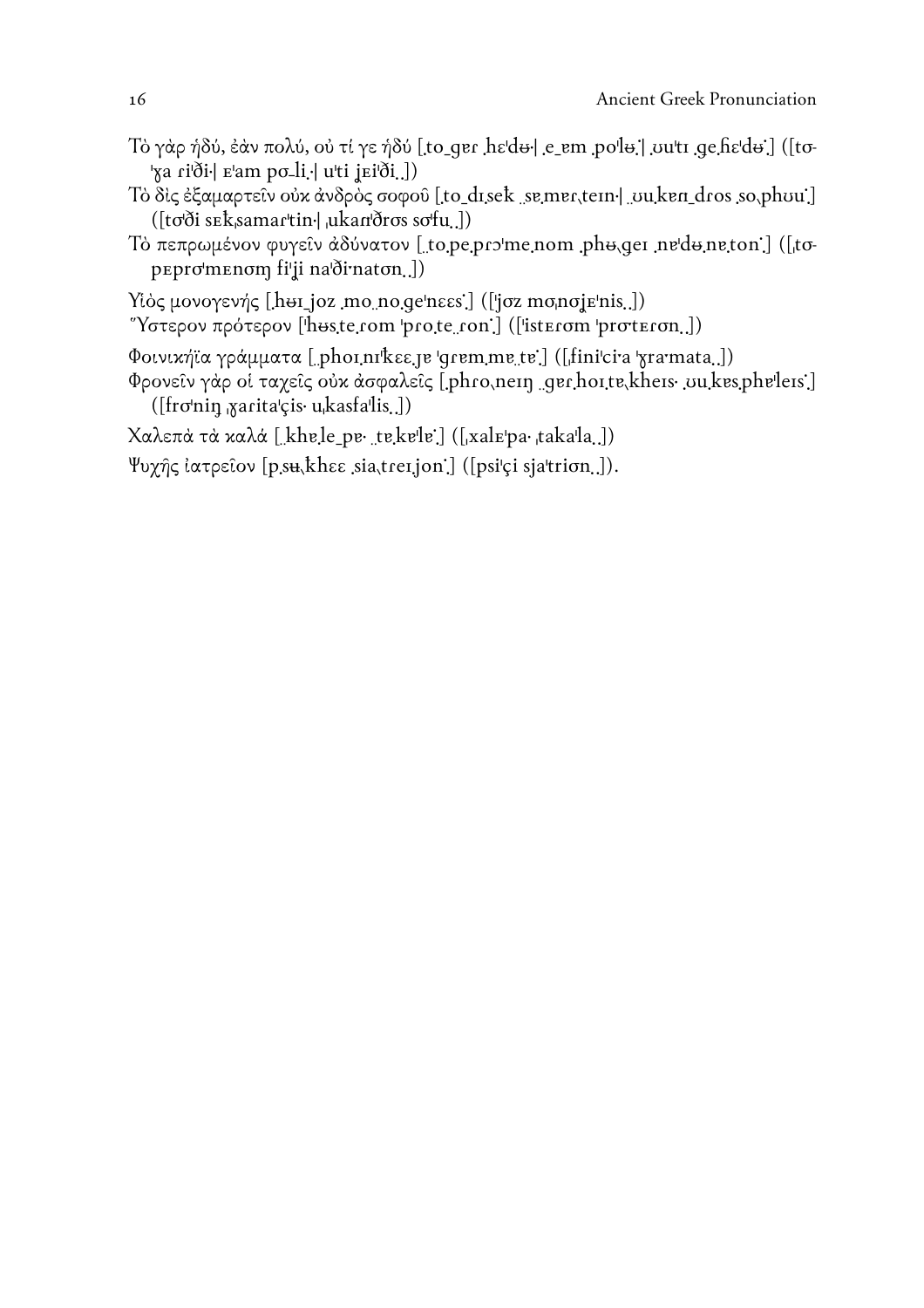Τὸ γὰρ ἡδύ, ἐὰν πολύ, οὐ τί γε ἡδύ [.to_ɡɐɾ .hɛˈdʉ˖| .e_ɐm .poˈlʉ.ˑ| .ʊuˈtɪ .ɡe.ɦɛˈdʉ˙] ([tɞˈɣa ɾiˈði˖| ᴇˈam pɔ_li.˖| uˈti ʝɛiˈði..])

Τὸ δὶς ἐξαμαρτεῖν οὐκ ἀνδρὸς σοφοῦ [.to_dɪ.sek ˌse.mɐɾ.teɪn˖| ˌʊu.kɐn_dɾos .so.phʊuˑ] ([tɞˈði sᴇk̚samarˈtin˖| ˌukanˈðrɞs sɞˈfu..])

Τὸ πεπρωμένον φυγεῖν ἀδύνατον [.to.pe.pɾɔˈme.nom .phʉ.ɡeɪ .nɐˈdʉ.nɐ.tonˑ] ([ˌtɞpᴇprɞˈmᴇnɞm fiˈji naˈðiˑnatɞn..])

Υἱὸς μονογενής [.hʉɪ_joz .mo.no.ɡeˈnɛɛsˑ] ([ˈjɞz mɞˌnɞʝᴇˈnis..])

Ὕστερον πρότερον [ˈhʉs.te.rom ˈpɾo.te.ronˑ] ([ˈistᴇɾɞm ˈprɞtᴇɾɞn..])

Φοινικήϊα γράμματα [..phoɪ.nɪˈkɛɛ.jɐ ˈɡɾɐm.mɐ.tɐˑ] ([ˌfiniˈciˑa ˈɣraˑmata..])

Φρονεῖν γὰρ οἱ ταχεῖς οὐκ ἀσφαλεῖς [.phɾo.neɪŋ ..ɡɐɾ.hoɪ.tɐ.kheɪs˖ .ʊu.kɐs.phɐˈleɪsˑ] ([frɞˈniŋ ˌɣaritaˈçis˖ uˌkasfaˈlis..])

Χαλεπὰ τὰ καλά [..khɐ.le_pɐ˖ ..tɐ.kɐˈlɐˑ] ([ˌxalᴇˈpa˖ ˌtakaˈla..])

Ψυχῆς ἰατρεῖον [p.sʉ.khɛɛ .sia.treɪ.jonˑ] ([psiˈçi sjaˈtriɞn..]).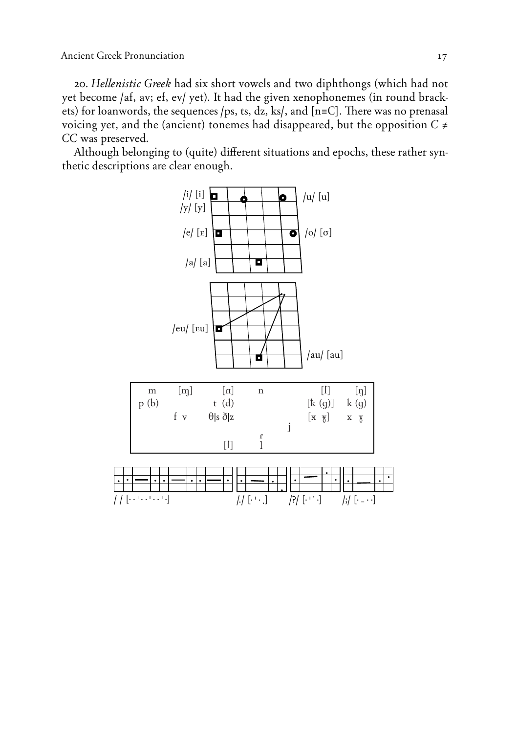20. *Hellenistic Greek* had six short vowels and two diphthongs (which had not yet become /af, av; ef, ev/ yet). It had the given xenophonemes (in round brackets) for loanwords, the sequences /ps, ts, dz, ks/, and [n≡C]. There was no prenasal voicing yet, and the (ancient) tonemes had disappeared, but the opposition *C* ≠ *CC* was preserved.

Although belonging to (quite) different situations and epochs, these rather synthetic descriptions are clear enough.

/i/ [i] /u/ [u]
/y/ [y]
/e/ [ᴇ] /o/ [ɵ]
/a/ [a]

/eu/ [ᴇu]
/au/ [au]

| m | [ɱ] | [ɲ] | n | | [ɭ] | [ŋ] |
|---|---|---|---|---|---|---|
| p (b) | | t (d) | | | [k̠ (g)] | k (g) |
| | f v | θ\|s ð\|z | | | [x̠ ɣ̠] | x ɣ |
| | | | | j | | |
| | | [ɭ] | ɾ l | | | |

/ / [· · ˈ · · ˈ · · ˈ ·]   /./ [· ˈ · .]   /?/ [· ˈ ˙ ·]   /;/ [· ˍ · ·]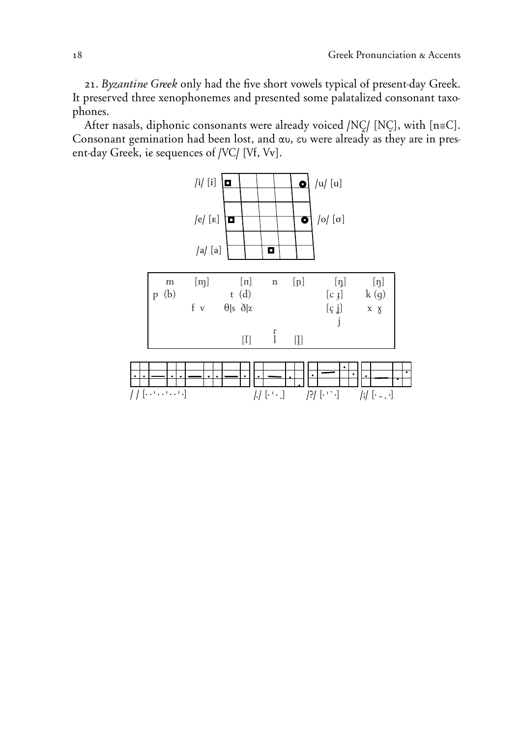21. *Byzantine Greek* only had the five short vowels typical of present-day Greek. It preserved three xenophonemes and presented some palatalized consonant taxophones.

After nasals, diphonic consonants were already voiced /NÇ/ [NÇ], with [n≡C]. Consonant gemination had been lost, and αυ, ευ were already as they are in present-day Greek, i*e* sequences of /VC/ [Vf, Vv].

/i/ [i] /u/ [u]

/e/ [ᴇ] /o/ [ɵ]

/a/ [a]

| | | | | | | |
|---|---|---|---|---|---|---|
| m | [ɱ] | [ɾ] | n | [ɲ̟] | [ŋ̟] | [ŋ] |
| p (b) | | t (d) | | | [c ɟ] | k (g) |
| | f v | θ\|s ð\|z | | | [ç ʝ] | x ɣ |
| | | | | | j | |
| | | [ɪ] | ɾ l | [ʎ̟] | | |

/ / [· · ˈ · · ˈ · · ˈ ·] /./ [· ˈ · .] /?/ [· ˈ ˙ ·] /;/ [· ₋ . ·]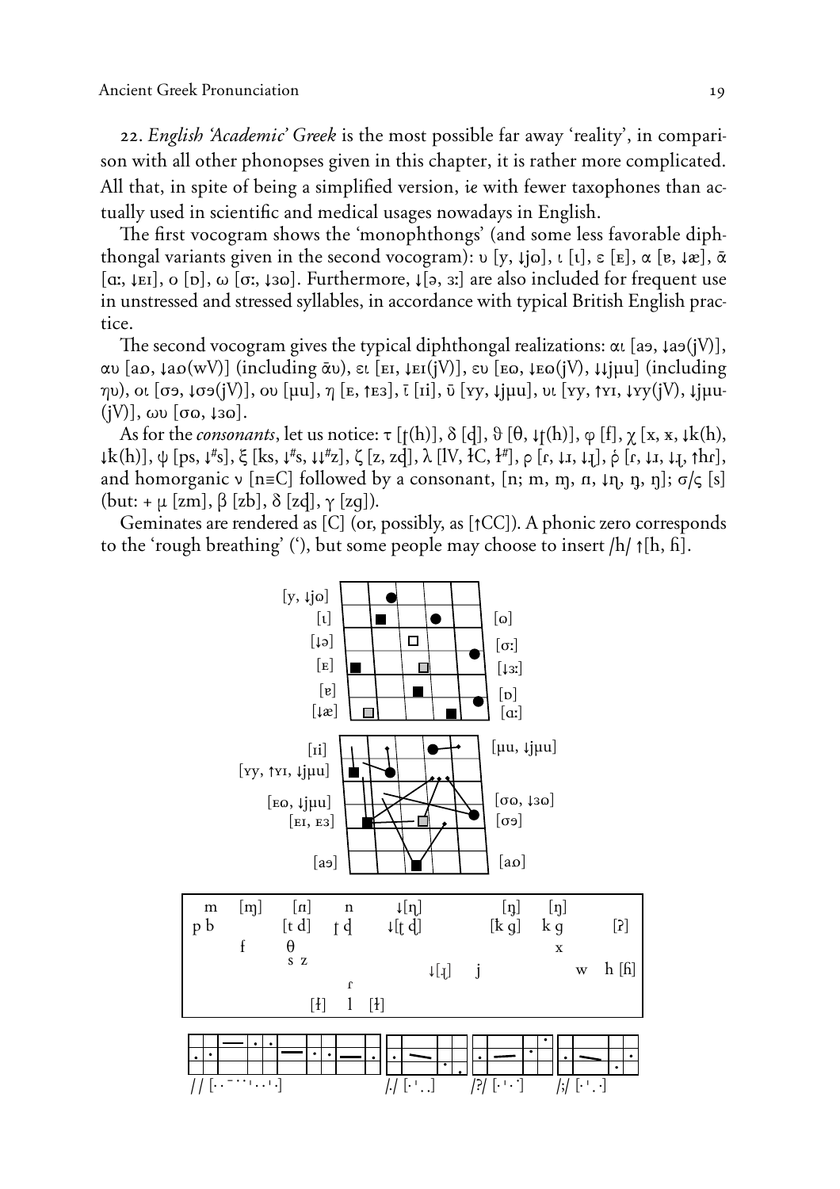22. *English 'Academic' Greek* is the most possible far away 'reality', in comparison with all other phonopses given in this chapter, it is rather more complicated. All that, in spite of being a simplified version, *ie* with fewer taxophones than actually used in scientific and medical usages nowadays in English.

The first vocogram shows the 'monophthongs' (and some less favorable diphthongal variants given in the second vocogram): υ [y, ↓jɷ], ι [ɪ], ε [ᴇ], α [ɐ, ↓æ], ᾱ [ɑː, ↓ᴇɪ], ο [ɒ], ω [ɔː, ↓ɜɷ]. Furthermore, ↓[ə, ɜː] are also included for frequent use in unstressed and stressed syllables, in accordance with typical British English practice.

The second vocogram gives the typical diphthongal realizations: αι [aɘ, ↓aɘ(jV)], αυ [aɷ, ↓aɷ(wV)] (including ᾱυ), ει [ᴇɪ, ↓ᴇɪ(jV)], ευ [ᴇɷ, ↓ᴇɷ(jV), ↓↓jµu] (including ηυ), οι [ɔɘ, ↓ɔɘ(jV)], ου [µu], η [ᴇ, ↑ᴇɜ], ῑ [ɪi], ῡ [ʏy, ↓jµu], υι [ʏy, ↑ʏɪ, ↓ʏy(jV), ↓jµu(jV)], ωυ [ɔɷ, ↓ɜɷ].

As for the *consonants*, let us notice: τ [ʈ(h)], δ [ɖ], ϑ [θ, ↓ʈ(h)], φ [f], χ [x, ҳ, ↓k(h), ↓ƙ(h)], ψ [ps, ↓#s], ξ [ks, ↓#s, ↓↓#z], ζ [z, zɖ], λ [lV, ɫC, ɫ#], ρ [ɾ, ↓ɹ, ↓ɻ], ῥ [ɾ, ↓ɹ, ↓ɻ, ↑hɾ], and homorganic ν [n≡C] followed by a consonant, [n; m, ɱ, ɲ, ↓ɳ, ŋ, ŋ]; σ/ς [s] (but: + µ [zm], β [zb], δ [zɖ], γ [zg]).

Geminates are rendered as [C] (or, possibly, as [↑CC]). A phonic zero corresponds to the 'rough breathing' (ʽ), but some people may choose to insert /h/ ↑[h, ɦ].

| m | [ɱ] | [ɲ] | n | ↓[ɳ] | | [ŋ] | [ŋ] | |
|---|---|---|---|---|---|---|---|---|
| p b | | [t d] | ʈ ɖ | ↓[ʈ ɖ] | | [k g] | k g | [ʔ] |
| | f | θ | | | | | x | |
| | | s z | | | | | | |
| | | | | ↓[ɻ] | j | | w | h [ɦ] |
| | | | ɾ | | | | | |
| | | [ɫ] | l | [ɫ] | | | | |

/ / [· · ˉ · · ˈ · · ˈ ·]   /./ [· ˈ · .]   /?/ [· ˈ · ˙]   /;/ [· ˈ · ·]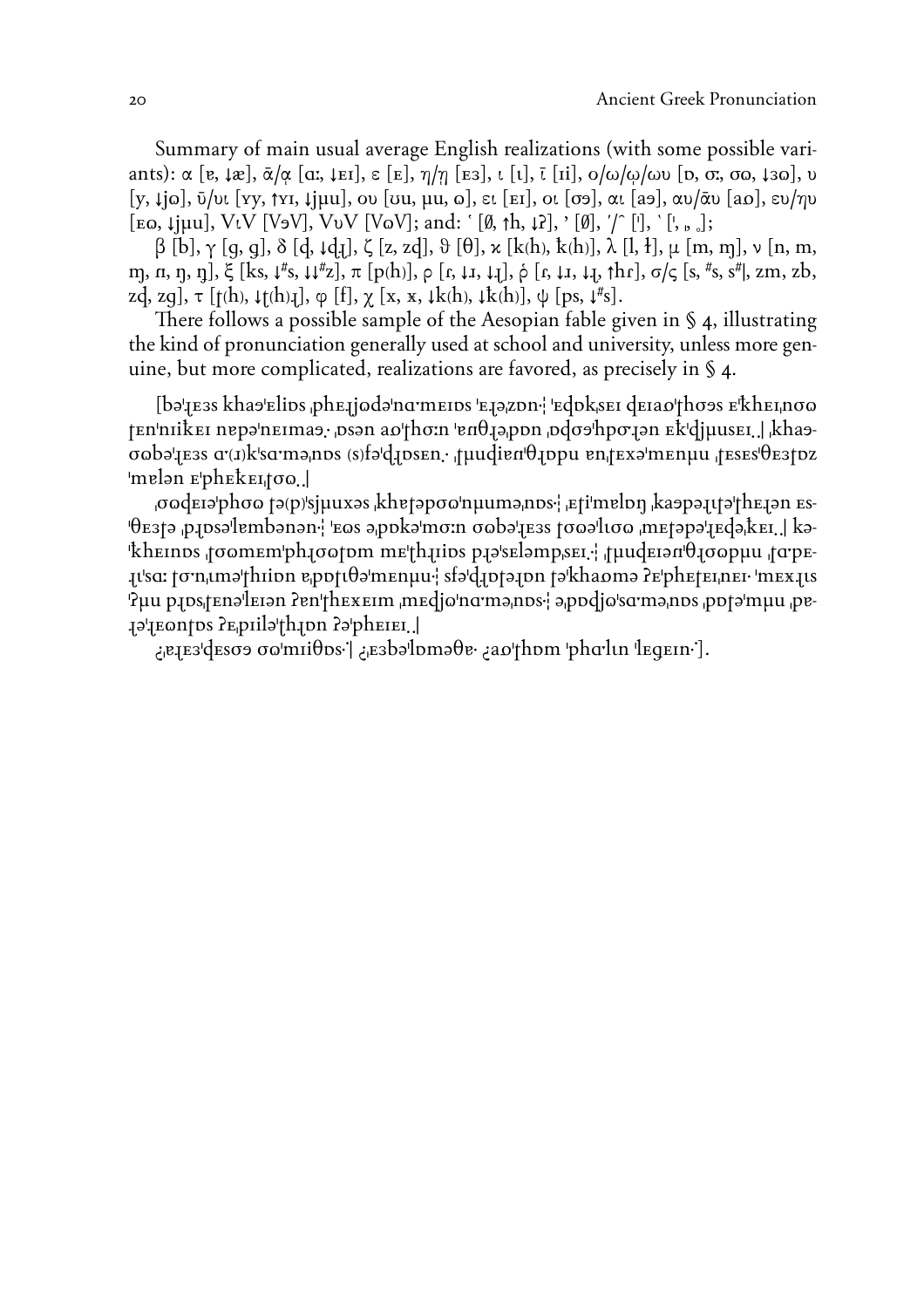Summary of main usual average English realizations (with some possible variants): α [ɐ, ↓æ], ᾱ/ᾳ [ɑː, ↓ɛɪ], ε [ɛ], η/ῃ [ɛɜ], ι [ɩ], ῑ [ɪi], ο/ω/ῳ/ωυ [ɒ, ɑː, ɑɷ, ↓ɜɷ], υ [y, ↓jɷ], ῡ/υι [ʏy, ↑ʏɪ, ↓jµu], ου [ʊu, µu, ɷ], ει [ɛɪ], οι [ɑɘ], αι [aɘ], αυ/ᾱυ [aɷ], ευ/ηυ [ɛɷ, ↓jµu], VιV [VɘV], VυV [VɷV]; and: ʽ [∅, ↑h, ↓ʔ], ʼ [∅], ´/῀ [ˈ], ` [ˌ, ˌˌ, ˳];

β [b], γ [g, ɡ], δ [ɖ, ↓ɖɻ], ζ [z, zɖ], ϑ [θ], ϰ [k(h), ƙ(h)], λ [l, ɫ], μ [m, ɱ], ν [n, m, ɱ, ɲ, ŋ, ɳ], ξ [ks, ↓#s, ↓↓#z], π [p(h)], ρ [ɾ, ↓ɹ, ↓ɻ], ῥ [ɾ, ↓ɹ, ↓ɻ, ↑hɾ], σ/ς [s, #s, s#|, zm, zb, zɖ, zɡ], τ [ʈ(h), ↓ʈ(h)ɻ], φ [f], χ [x, ʁ, ↓k(h), ↓ƙ(h)], ψ [ps, ↓#s].

There follows a possible sample of the Aesopian fable given in § 4, illustrating the kind of pronunciation generally used at school and university, unless more genuine, but more complicated, realizations are favored, as precisely in § 4.

[bɘˈɻɛɜs khaɘˈɛlɪɒs ˌphɛɻjɷɖɘˈnɑːmɛɪɒs ˈɛɻɘˌzɒn·¦ ˈɛɖɒkˌsɛɪ ɖɛɪaɷˈʈhɑɘs ɛˈƙhɛɪˌnɑɷ ʈɛnˈnɪiƙɛɪ nɐpɘˈnɛɪmaɘ.· ˌɒsɘn aɷˈʈhɑːn ˈɐnθɻɘpɒn ˌɒɖɑɘˈhpɑːɻɘn ɛƙˈɖjµusɛɪ.¦ ˌkhaɘ-ɑɷbɘˈɻɛɜs ɑː(ɹ)kˈsɑːmɘˌnɒs (s)fɘˈɖɻɒsɛn.· ˌʈµuɖiɐnˈθɻɒpu ɐnˌʈɛxɘˈmɛnµu ˌʈɛsɛsˈθɛɜʈɒz ˈmɐlɘn ɛˈphɛƙɛɪˌʈɑɷ.¦

ˌɑɷɖɛɪɘˈphɑɷ ʈɘ(p)ˈsjµuxɘs ˌkhɐʈɘpɑɷˈnµumɘˌnɒs·¦ ˌɛʈiˈmɐlɒŋ ˌkaɘpɘɻʈɘˈʈhɛɻɘn ɛs-ˈθɛɜʈɘ ˌpɻɒsɘˈlɛmbɘnɘn·¦ ˈɛɷs ɘˌpɒkɘˈmɑːn ɑɷbɘˈɻɛɜs ʈɑɷɘˈlɪɑɷ ˌmɛʈɘpɘˈɻɛɖɘƙɛɪ.¦ kɘ-ˈƙhɛɪnɒs ˌʈɑɷmɛmˈphɻɑɷʈɒm mɛˈʈhɻɪɒs pɻɘˈsɛlɐmpˌsɛɪ.·¦ ˌʈµuɖɛɪɐnˈθɻɑɷpµu ˌʈɑːpɛ-ɻɪˈsɑː ʈɑːnˌɪmɘˈʈhɪɒn ɐˌpɒʈɩθɘˈmɛnµu·¦ sfɘˈɖɻɒʈɘɻɒn ʈɘˈkhaɷmɘ ʔɛˈphɛʈɛɪˌnɛɪ· ˈmɛxɻɪs ˈʔµu pɻɒsˌʈɛnɘˈlɛɪɘn ʔɐnˈʈhɛxɛɪm ˌmɛɖjɷˈnɑːmɘˌnɒs·¦ ɘˌpɒɖjɷˈsɑːmɘˌnɒs ˌpɒʈɘˈmµu ˌpɐ-ɻɘˈɻɛɷnʈɒs ʔɛˌpɪilɘˈʈhɻɒn ʔɘˈphɛɪɛɪ.¦

¿ˌɐɻɛɜˈɖɛsɑɘ ɑɷˈmɪiθɒs·ˈ| ¿ˌɛɜbɘˈlɒmɘθɐ· ¿aɷˈʈhɒm ˈphɑːlɩn ˈlɛgɛɪn·ˈ].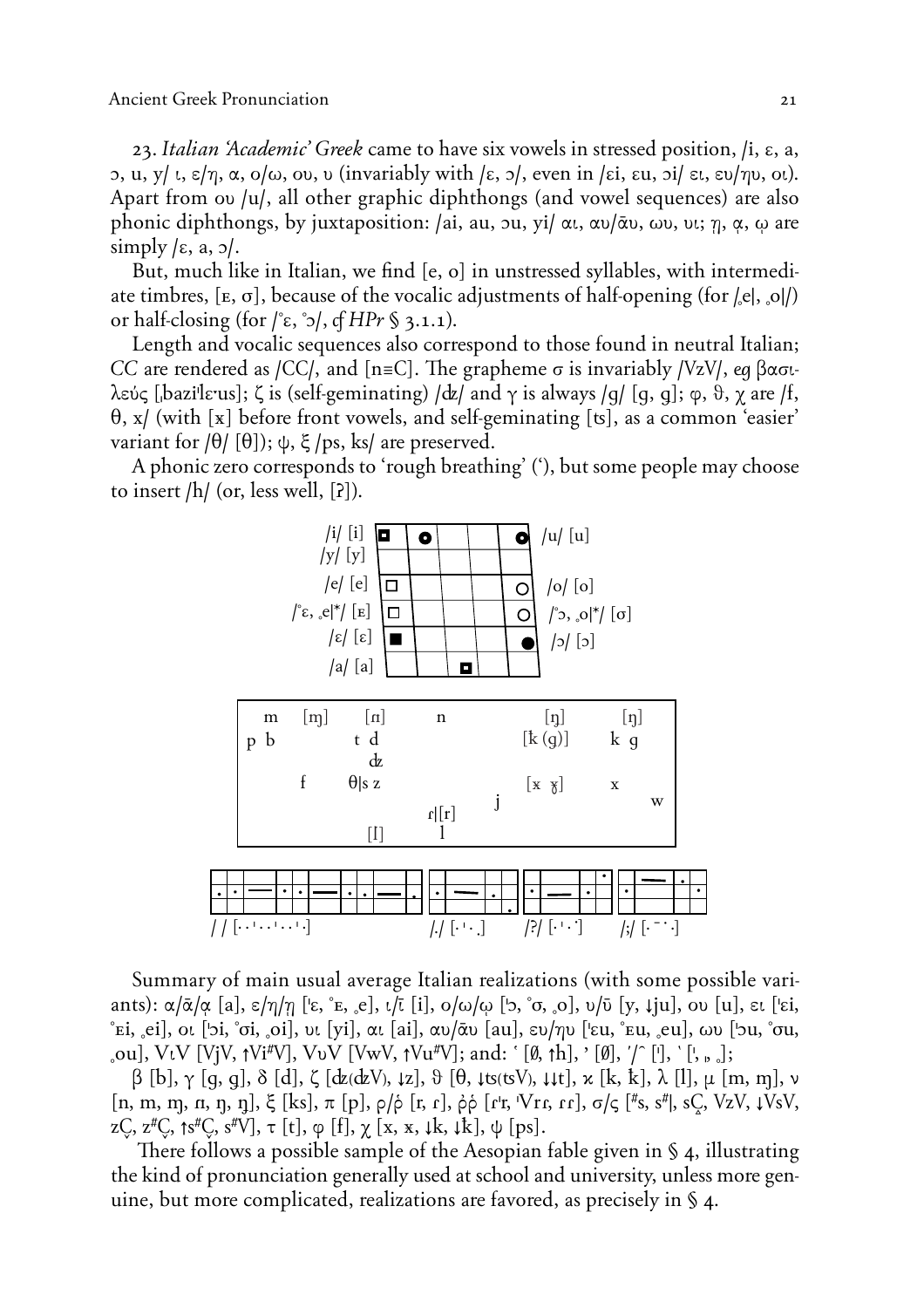23. *Italian 'Academic' Greek* came to have six vowels in stressed position, /i, ɛ, a, ɔ, u, y/ ι, ε/η, α, ο/ω, ου, υ (invariably with /ɛ, ɔ/, even in /ɛi, ɛu, ɔi/ ει, ευ/ηυ, οι). Apart from ου /u/, all other graphic diphthongs (and vowel sequences) are also phonic diphthongs, by juxtaposition: /ai, au, ɔu, yi/ αι, αυ/ᾱυ, ωυ, υι; ῃ, ᾳ, ῳ are simply /ɛ, a, ɔ/.

But, much like in Italian, we find [e, o] in unstressed syllables, with intermediate timbres, [ᴇ, ɵ], because of the vocalic adjustments of half-opening (for /̥e|, ̥o|/) or half-closing (for /˚ɛ, ˚ɔ/, *cf HPr* § 3.1.1).

Length and vocalic sequences also correspond to those found in neutral Italian; CC are rendered as /CC/, and [n≡C]. The grapheme σ is invariably /VzV/, *eg* βασιλεύς [ˌbaziˈlɛ·us]; ζ is (self-geminating) /ʤ/ and γ is always /g/ [g, ɡ]; φ, ϑ, χ are /f, θ, x/ (with [ᴋ] before front vowels, and self-geminating [ʦ], as a common 'easier' variant for /θ/ [θ]); ψ, ξ /ps, ks/ are preserved.

A phonic zero corresponds to 'rough breathing' (ʽ), but some people may choose to insert /h/ (or, less well, [ʔ]).

Summary of main usual average Italian realizations (with some possible variants): α/ᾱ/ᾳ [a], ε/η/ῃ [ˈɛ, ˚ᴇ, ̥e], ι/ῑ [i], ο/ω/ῳ [ˈɔ, ˚ɵ, ̥o], υ/ῡ [y, ↓ju], ου [u], ει [ˈɛi, ˚ᴇi, ̥ei], οι [ˈɔi, ˚ɵi, ̥oi], υι [yi], αι [ai], αυ/ᾱυ [au], ευ/ηυ [ˈɛu, ˚ᴇu, ̥eu], ωυ [ˈɔu, ˚ɵu, ̥ou], VιV [VjV, ↑Vi#V], VυV [VwV, ↑Vu#V]; and: ʽ [Ø, ↑h], ʼ [Ø], ˊ/῀ [ˈ], ˋ [ˌ, ͵ ̥];

β [b], γ [g, ɡ], δ [d], ζ [ʤ(ʤV), ↓z], ϑ [θ, ↓ʦ(ʦV), ↓↓t], κ [k, ƙ], λ [l], μ [m, ɱ], ν [n, m, ɱ, ɲ, ŋ, ŋ], ξ [ks], π [p], ρ/ῥ [r, ɾ], ῤῥ [ɾˈr, ˈVrɾ, ɾɾ], σ/ς [#s, s#|, sÇ, VzV, ↓VsV, zÇ, z#Ç, ↑s#Ç, s#V], τ [t], φ [f], χ [x, ᴋ, ↓k, ↓ƙ], ψ [ps].

There follows a possible sample of the Aesopian fable given in § 4, illustrating the kind of pronunciation generally used at school and university, unless more genuine, but more complicated, realizations are favored, as precisely in § 4.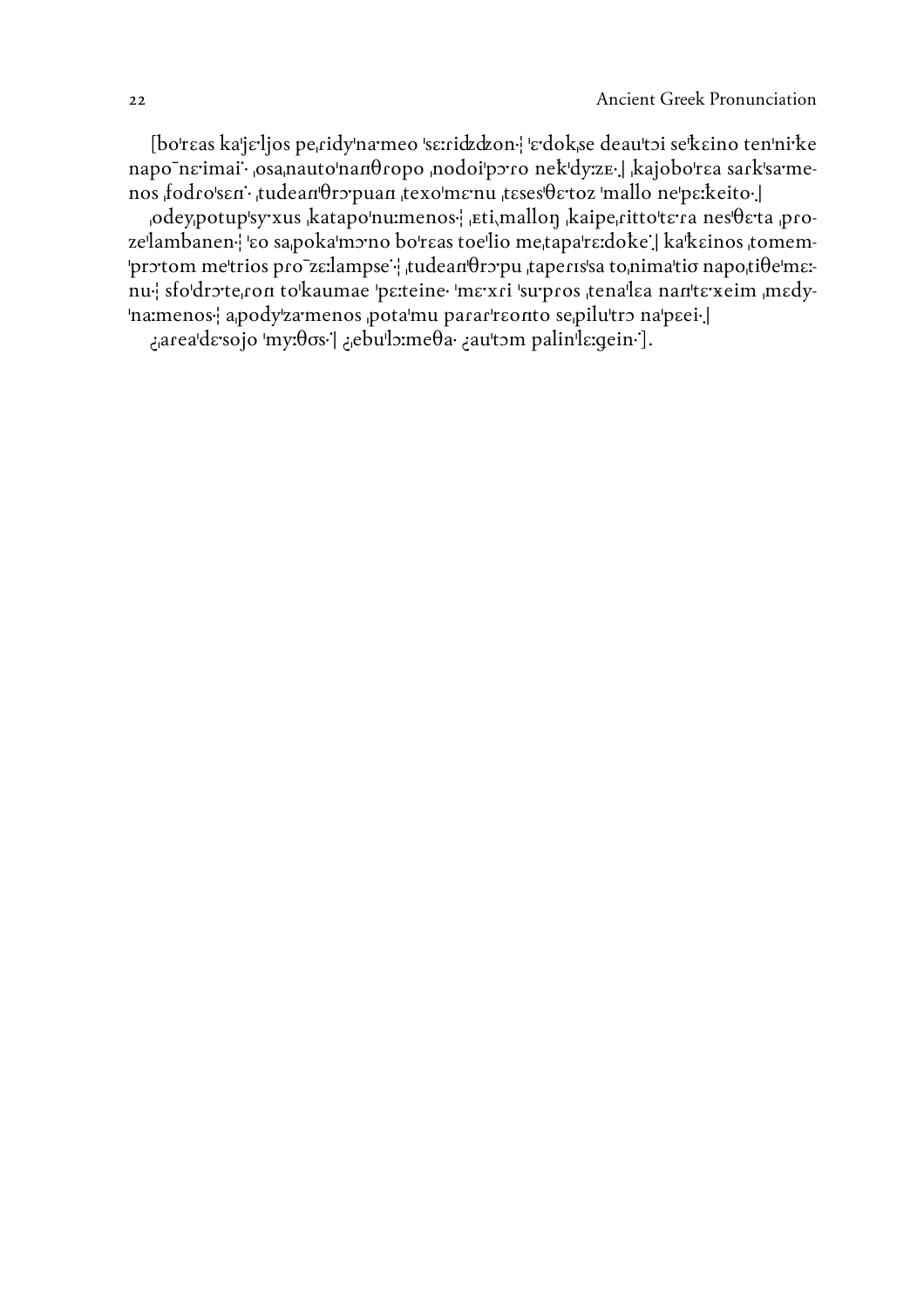[bo'rεas ka'jε·ljos pe,ridy'na·meo 'sε:ridzdzon·¦ 'ε·dok,se deau'tɔi se'kεino ten'ni·ke napo¯nε·imai·˙ ,osa,nauto'nanθropo ,nodoi'pɔ·ro nek'dy:zε·.| ,kajobo'rεa sark'sa·menos ,fodro'sεn·˙ ,tudean'θrɔ·puan ,texo'mε·nu ,tεses'θε·toz 'mallo ne'pε:keito·.|

,odey,potup'sy·xus ,katapo'nu:menos·¦ ,εti,malloŋ ,kaipe,ritto'tε·ra nes'θε·ta ,proze'lambanen·¦ 'εo sa,poka'mɔ·no bo'rεas toe'lio me,tapa'rε:doke˙.| ka'kεinos ,tomem'prɔ·tom me'trios pro¯zε:lampse˙·¦ ,tudean'θrɔ·pu ,tapeɾɪs'sa to,nima'tiɔ napo,tiθe'mε:nu·¦ sfo'drɔ·te,ron to'kaumae 'pε:teine· 'mε·xri 'su·pros ,tena'lεa nan'tε·xeim ,mεdy'na:menos·¦ a,pody'za·menos ,pota'mu parar'rεonto se,pilu'trɔ na'pεei·.|

¿,area'dε·sojo 'my:θɔs·˙| ¿,ebu'lɔ:meθa· ¿au'tɔm palin'lε:gein·˙].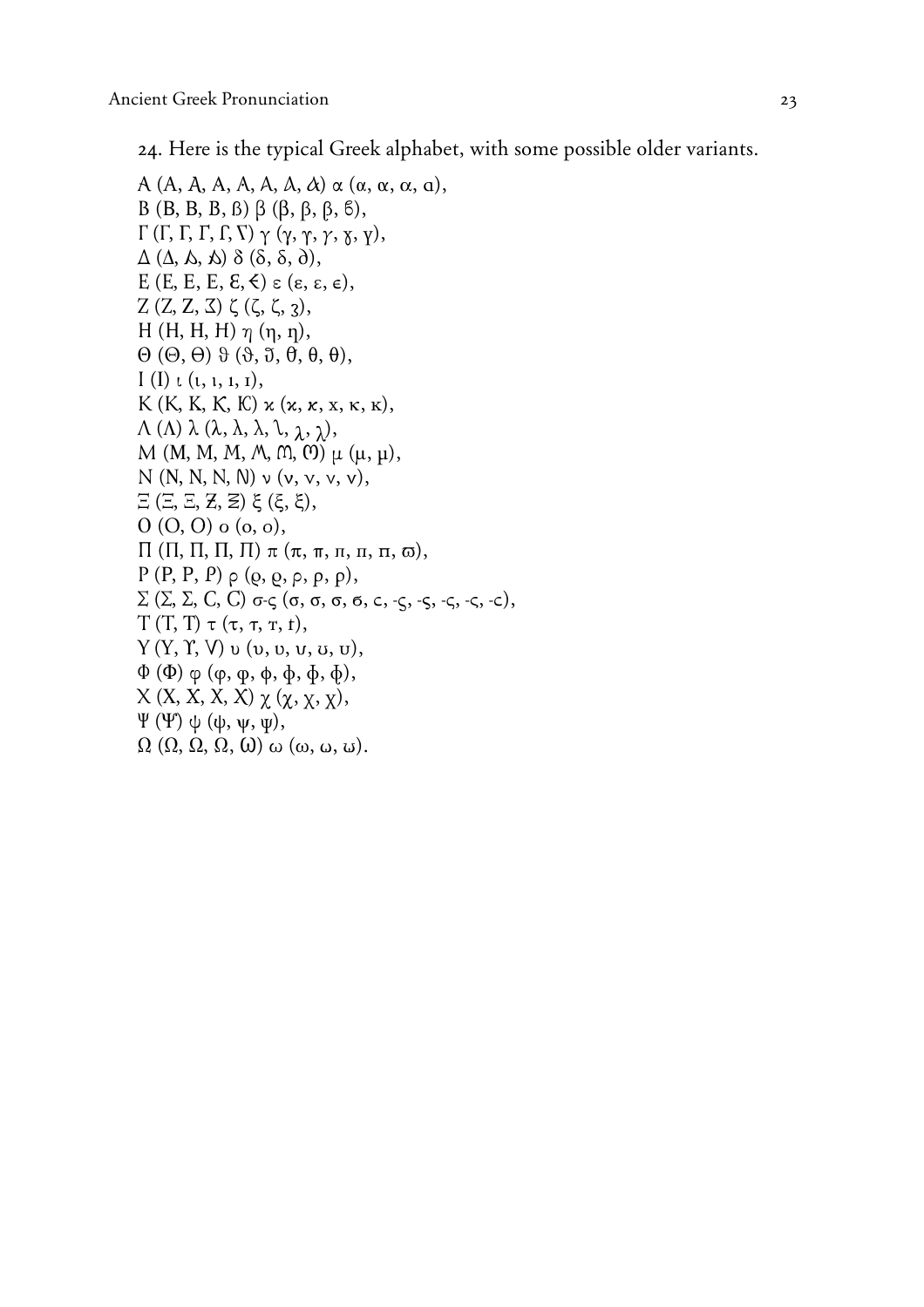24. Here is the typical Greek alphabet, with some possible older variants.

Α (Α, Α, Α, Α, Α, Α, Α) α (α, α, α, ɑ),
Β (Β, Β, Β, ß) β (β, β, β, ϐ),
Γ (Γ, Γ, Γ, Γ, Γ) γ (γ, γ, γ, ɣ, γ),
Δ (Δ, Δ, Δ) δ (δ, δ, ∂),
Ε (Ε, Ε, Ε, Ɛ, ⋲) ε (ε, ε, ϵ),
Ζ (Ζ, Ζ, Ʒ) ζ (ζ, ζ, ʒ),
Η (Η, Η, Η) η (η, η),
Θ (Θ, Θ) ϑ (ϑ, ϑ, θ, θ, θ),
Ι (Ι) ι (ι, ı, ı, ı),
Κ (Κ, Κ, Κ, Ƙ) ϰ (ϰ, ϰ, x, κ, κ),
Λ (Λ) λ (λ, λ, λ, ʅ, λ, λ),
Μ (Μ, Μ, Μ, Μ, Ϻ, Ϻ) μ (μ, μ),
Ν (Ν, Ν, Ν, Ν) ν (ν, ν, ν, ν),
Ξ (Ξ, Ξ, Ξ, Ξ) ξ (ξ, ξ),
Ο (Ο, Ο) ο (ο, ο),
Π (Π, Π, Π, Π) π (π, π, π, π, π, ϖ),
Ρ (Ρ, Ρ, Ρ) ρ (ϱ, ϱ, ρ, ρ, ρ),
Σ (Σ, Σ, Ϲ, Ϲ) σ-ς (σ, σ, σ, σ, ϲ, -ς, -ς, -ς, -ς, -ϲ),
Τ (Τ, Τ) τ (τ, τ, τ, t),
Υ (Υ, ϒ, V) υ (υ, υ, υ, υ, υ),
Φ (Φ) φ (φ, φ, ϕ, ϕ, ϕ, ϕ),
Χ (Χ, Χ, Χ, Χ) χ (χ, χ, χ),
Ψ (Ψ) ψ (ψ, ψ, ψ),
Ω (Ω, Ω, Ω, Ω) ω (ω, ω, ω).